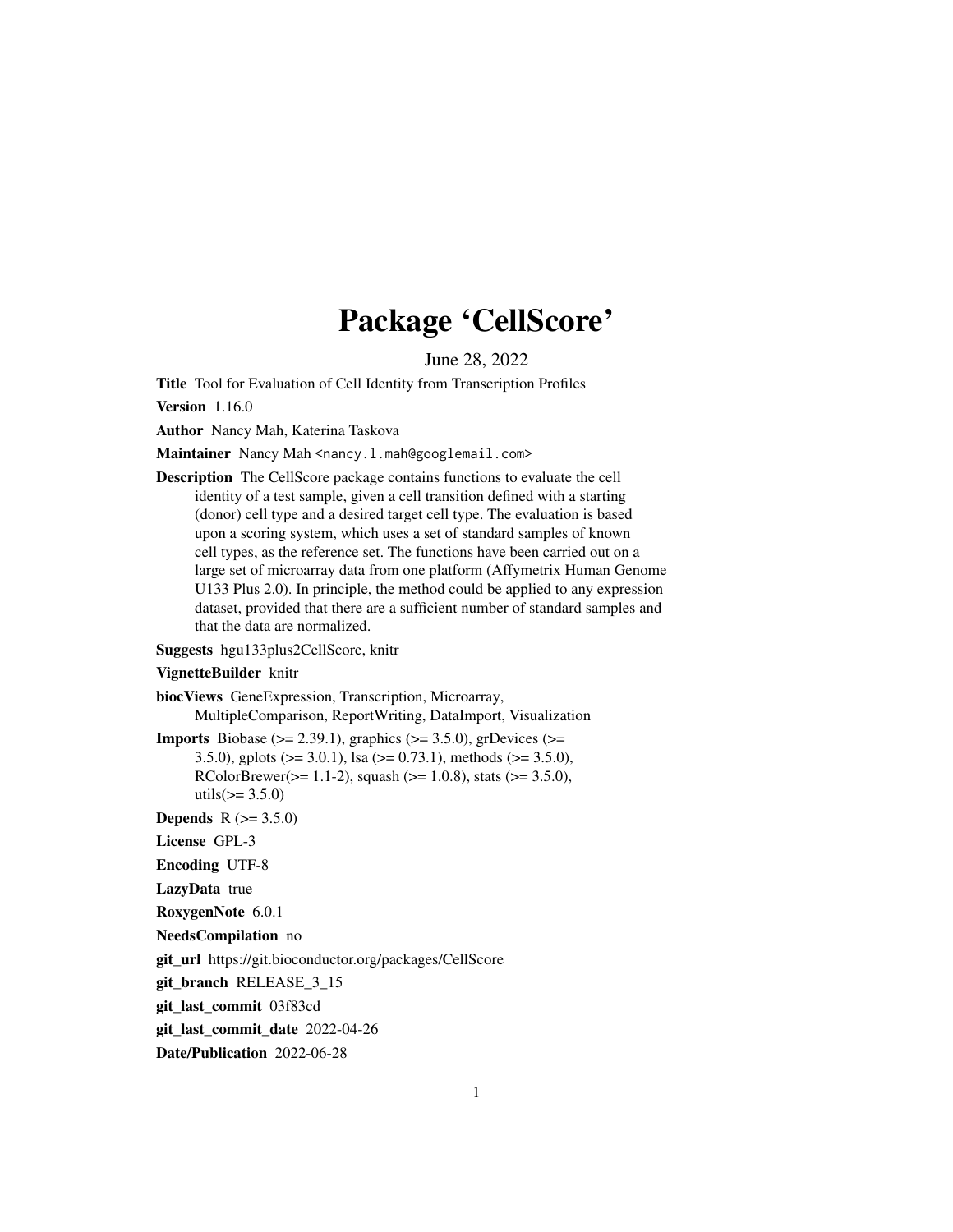# Package 'CellScore'

June 28, 2022

**Title** Tool for Evaluation of Cell Identity from Transcription Profiles

**Version** 1.16.0

**Author** Nancy Mah, Katerina Taskova

**Maintainer** Nancy Mah <nancy.l.mah@googlemail.com>

**Description** The CellScore package contains functions to evaluate the cell identity of a test sample, given a cell transition defined with a starting (donor) cell type and a desired target cell type. The evaluation is based upon a scoring system, which uses a set of standard samples of known cell types, as the reference set. The functions have been carried out on a large set of microarray data from one platform (Affymetrix Human Genome U133 Plus 2.0). In principle, the method could be applied to any expression dataset, provided that there are a sufficient number of standard samples and that the data are normalized.

**Suggests** hgu133plus2CellScore, knitr

**VignetteBuilder** knitr

**biocViews** GeneExpression, Transcription, Microarray, MultipleComparison, ReportWriting, DataImport, Visualization

**Imports** Biobase (>= 2.39.1), graphics (>= 3.5.0), grDevices (>= 3.5.0), gplots (>= 3.0.1), lsa (>= 0.73.1), methods (>= 3.5.0), RColorBrewer(>= 1.1-2), squash (>= 1.0.8), stats (>= 3.5.0), utils(>= 3.5.0)

**Depends** R (>= 3.5.0)

**License** GPL-3

**Encoding** UTF-8

**LazyData** true

**RoxygenNote** 6.0.1

**NeedsCompilation** no

**git_url** https://git.bioconductor.org/packages/CellScore

**git_branch** RELEASE_3_15

**git_last_commit** 03f83cd

**git_last_commit_date** 2022-04-26

**Date/Publication** 2022-06-28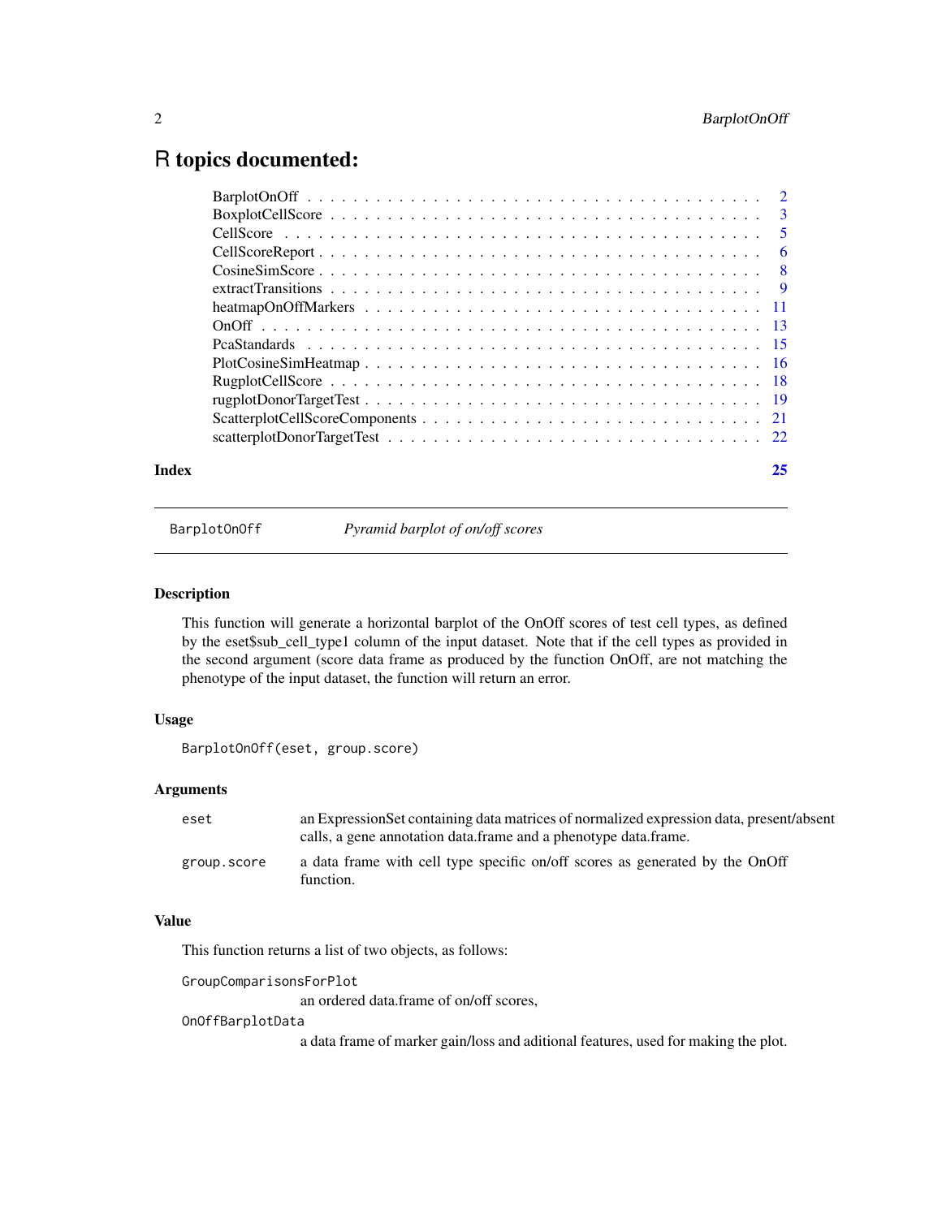# R topics documented:

| | |
|---|---|
| BarplotOnOff | 2 |
| BoxplotCellScore | 3 |
| CellScore | 5 |
| CellScoreReport | 6 |
| CosineSimScore | 8 |
| extractTransitions | 9 |
| heatmapOnOffMarkers | 11 |
| OnOff | 13 |
| PcaStandards | 15 |
| PlotCosineSimHeatmap | 16 |
| RugplotCellScore | 18 |
| rugplotDonorTargetTest | 19 |
| ScatterplotCellScoreComponents | 21 |
| scatterplotDonorTargetTest | 22 |
| **Index** | **25** |

---

`BarplotOnOff` *Pyramid barplot of on/off scores*

---

## Description

This function will generate a horizontal barplot of the OnOff scores of test cell types, as defined by the eset$sub_cell_type1 column of the input dataset. Note that if the cell types as provided in the second argument (score data frame as produced by the function OnOff, are not matching the phenotype of the input dataset, the function will return an error.

## Usage

```
BarplotOnOff(eset, group.score)
```

## Arguments

| | |
|---|---|
| `eset` | an ExpressionSet containing data matrices of normalized expression data, present/absent calls, a gene annotation data.frame and a phenotype data.frame. |
| `group.score` | a data frame with cell type specific on/off scores as generated by the OnOff function. |

## Value

This function returns a list of two objects, as follows:

`GroupComparisonsForPlot`
: an ordered data.frame of on/off scores,

`OnOffBarplotData`
: a data frame of marker gain/loss and aditional features, used for making the plot.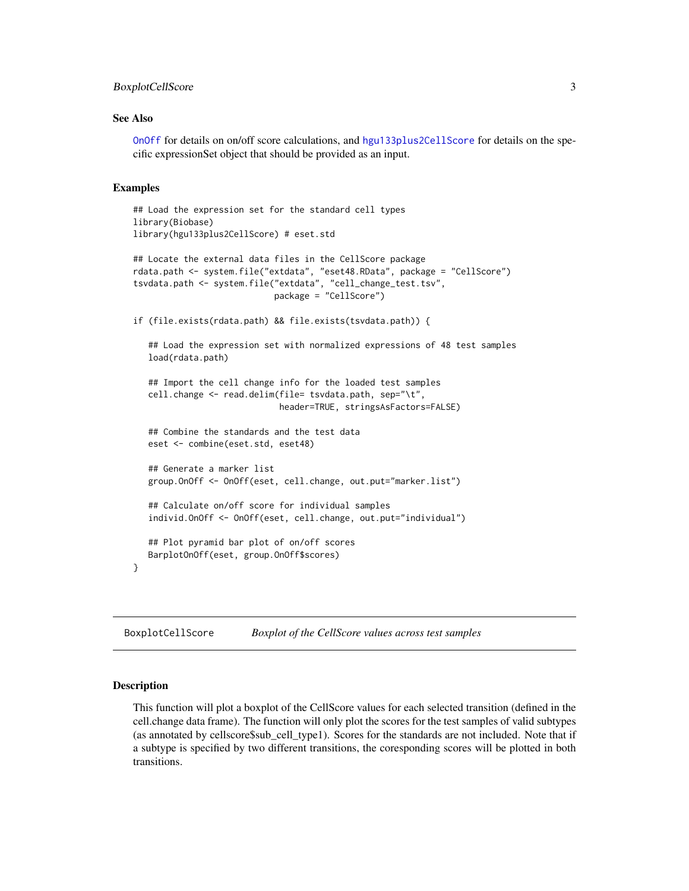## See Also

`OnOff` for details on on/off score calculations, and `hgu133plus2CellScore` for details on the specific expressionSet object that should be provided as an input.

## Examples

```
## Load the expression set for the standard cell types
library(Biobase)
library(hgu133plus2CellScore) # eset.std

## Locate the external data files in the CellScore package
rdata.path <- system.file("extdata", "eset48.RData", package = "CellScore")
tsvdata.path <- system.file("extdata", "cell_change_test.tsv",
                            package = "CellScore")

if (file.exists(rdata.path) && file.exists(tsvdata.path)) {

   ## Load the expression set with normalized expressions of 48 test samples
   load(rdata.path)

   ## Import the cell change info for the loaded test samples
   cell.change <- read.delim(file= tsvdata.path, sep="\t",
                             header=TRUE, stringsAsFactors=FALSE)

   ## Combine the standards and the test data
   eset <- combine(eset.std, eset48)

   ## Generate a marker list
   group.OnOff <- OnOff(eset, cell.change, out.put="marker.list")

   ## Calculate on/off score for individual samples
   individ.OnOff <- OnOff(eset, cell.change, out.put="individual")

   ## Plot pyramid bar plot of on/off scores
   BarplotOnOff(eset, group.OnOff$scores)
}
```

---

# BoxplotCellScore — *Boxplot of the CellScore values across test samples*

## Description

This function will plot a boxplot of the CellScore values for each selected transition (defined in the cell.change data frame). The function will only plot the scores for the test samples of valid subtypes (as annotated by cellscore$sub_cell_type1). Scores for the standards are not included. Note that if a subtype is specified by two different transitions, the coresponding scores will be plotted in both transitions.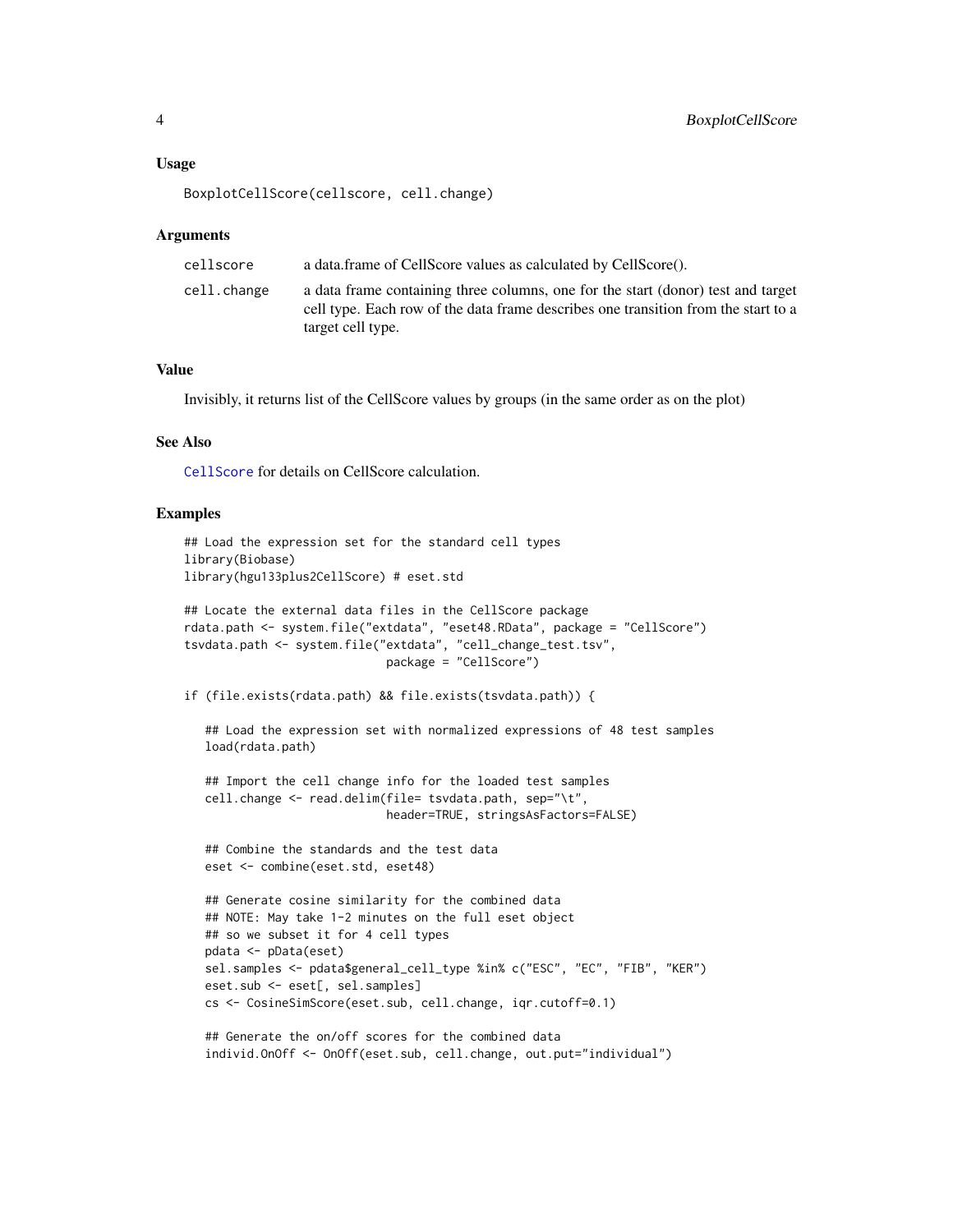### Usage

```
BoxplotCellScore(cellscore, cell.change)
```

### Arguments

| | |
|---|---|
| cellscore | a data.frame of CellScore values as calculated by CellScore(). |
| cell.change | a data frame containing three columns, one for the start (donor) test and target cell type. Each row of the data frame describes one transition from the start to a target cell type. |

### Value

Invisibly, it returns list of the CellScore values by groups (in the same order as on the plot)

### See Also

CellScore for details on CellScore calculation.

### Examples

```
## Load the expression set for the standard cell types
library(Biobase)
library(hgu133plus2CellScore) # eset.std

## Locate the external data files in the CellScore package
rdata.path <- system.file("extdata", "eset48.RData", package = "CellScore")
tsvdata.path <- system.file("extdata", "cell_change_test.tsv",
                            package = "CellScore")

if (file.exists(rdata.path) && file.exists(tsvdata.path)) {

   ## Load the expression set with normalized expressions of 48 test samples
   load(rdata.path)

   ## Import the cell change info for the loaded test samples
   cell.change <- read.delim(file= tsvdata.path, sep="\t",
                            header=TRUE, stringsAsFactors=FALSE)

   ## Combine the standards and the test data
   eset <- combine(eset.std, eset48)

   ## Generate cosine similarity for the combined data
   ## NOTE: May take 1-2 minutes on the full eset object
   ## so we subset it for 4 cell types
   pdata <- pData(eset)
   sel.samples <- pdata$general_cell_type %in% c("ESC", "EC", "FIB", "KER")
   eset.sub <- eset[, sel.samples]
   cs <- CosineSimScore(eset.sub, cell.change, iqr.cutoff=0.1)

   ## Generate the on/off scores for the combined data
   individ.OnOff <- OnOff(eset.sub, cell.change, out.put="individual")
```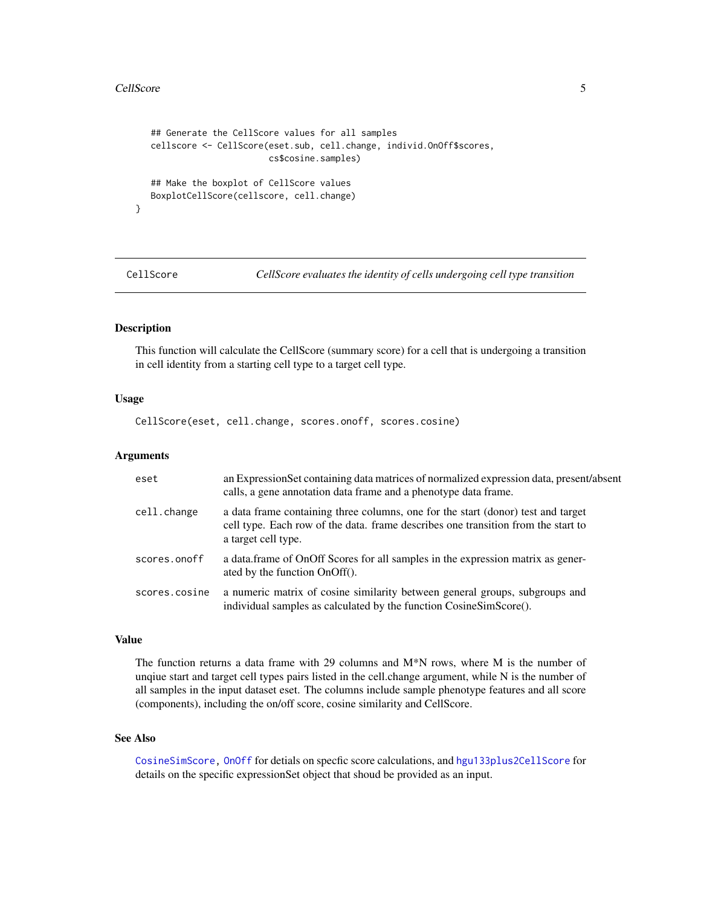```
    ## Generate the CellScore values for all samples
    cellscore <- CellScore(eset.sub, cell.change, individ.OnOff$scores,
                           cs$cosine.samples)

    ## Make the boxplot of CellScore values
    BoxplotCellScore(cellscore, cell.change)
}
```

---

CellScore — *CellScore evaluates the identity of cells undergoing cell type transition*

---

## Description

This function will calculate the CellScore (summary score) for a cell that is undergoing a transition in cell identity from a starting cell type to a target cell type.

## Usage

```
CellScore(eset, cell.change, scores.onoff, scores.cosine)
```

## Arguments

| | |
|---|---|
| `eset` | an ExpressionSet containing data matrices of normalized expression data, present/absent calls, a gene annotation data frame and a phenotype data frame. |
| `cell.change` | a data frame containing three columns, one for the start (donor) test and target cell type. Each row of the data. frame describes one transition from the start to a target cell type. |
| `scores.onoff` | a data.frame of OnOff Scores for all samples in the expression matrix as generated by the function OnOff(). |
| `scores.cosine` | a numeric matrix of cosine similarity between general groups, subgroups and individual samples as calculated by the function CosineSimScore(). |

## Value

The function returns a data frame with 29 columns and M*N rows, where M is the number of unqiue start and target cell types pairs listed in the cell.change argument, while N is the number of all samples in the input dataset eset. The columns include sample phenotype features and all score (components), including the on/off score, cosine similarity and CellScore.

## See Also

`CosineSimScore`, `OnOff` for detials on specfic score calculations, and `hgu133plus2CellScore` for details on the specific expressionSet object that shoud be provided as an input.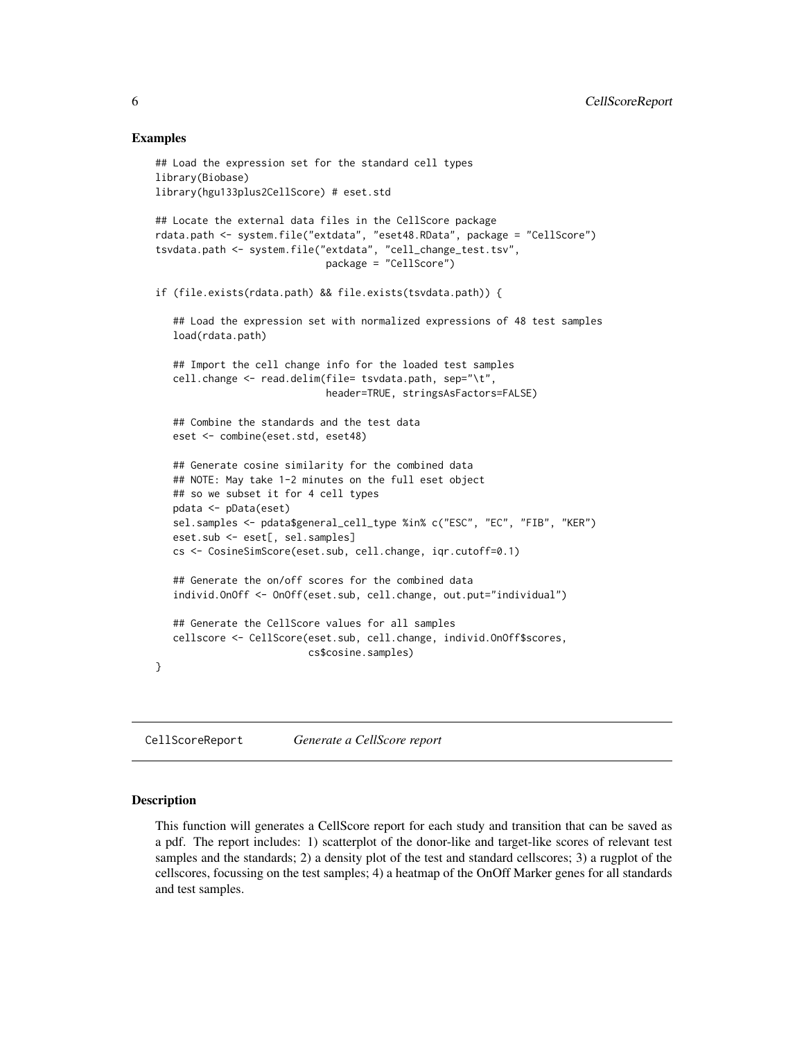## Examples

```
## Load the expression set for the standard cell types
library(Biobase)
library(hgu133plus2CellScore) # eset.std

## Locate the external data files in the CellScore package
rdata.path <- system.file("extdata", "eset48.RData", package = "CellScore")
tsvdata.path <- system.file("extdata", "cell_change_test.tsv",
                            package = "CellScore")

if (file.exists(rdata.path) && file.exists(tsvdata.path)) {

   ## Load the expression set with normalized expressions of 48 test samples
   load(rdata.path)

   ## Import the cell change info for the loaded test samples
   cell.change <- read.delim(file= tsvdata.path, sep="\t",
                             header=TRUE, stringsAsFactors=FALSE)

   ## Combine the standards and the test data
   eset <- combine(eset.std, eset48)

   ## Generate cosine similarity for the combined data
   ## NOTE: May take 1-2 minutes on the full eset object
   ## so we subset it for 4 cell types
   pdata <- pData(eset)
   sel.samples <- pdata$general_cell_type %in% c("ESC", "EC", "FIB", "KER")
   eset.sub <- eset[, sel.samples]
   cs <- CosineSimScore(eset.sub, cell.change, iqr.cutoff=0.1)

   ## Generate the on/off scores for the combined data
   individ.OnOff <- OnOff(eset.sub, cell.change, out.put="individual")

   ## Generate the CellScore values for all samples
   cellscore <- CellScore(eset.sub, cell.change, individ.OnOff$scores,
                          cs$cosine.samples)
}
```

---

# CellScoreReport — *Generate a CellScore report*

---

## Description

This function will generates a CellScore report for each study and transition that can be saved as a pdf. The report includes: 1) scatterplot of the donor-like and target-like scores of relevant test samples and the standards; 2) a density plot of the test and standard cellscores; 3) a rugplot of the cellscores, focussing on the test samples; 4) a heatmap of the OnOff Marker genes for all standards and test samples.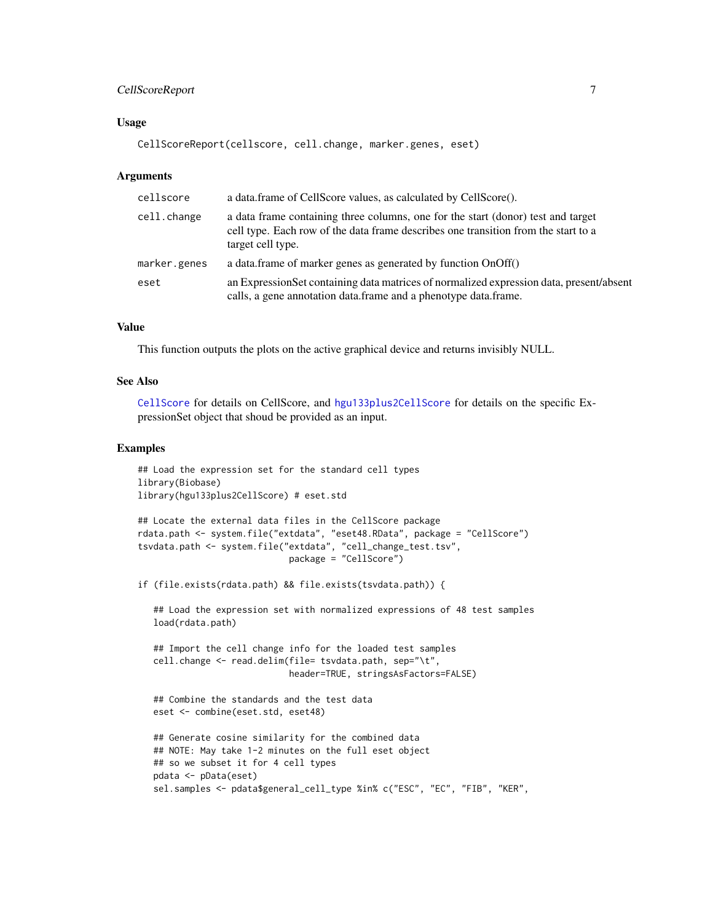### Usage

```
CellScoreReport(cellscore, cell.change, marker.genes, eset)
```

### Arguments

| | |
|---|---|
| cellscore | a data.frame of CellScore values, as calculated by CellScore(). |
| cell.change | a data frame containing three columns, one for the start (donor) test and target cell type. Each row of the data frame describes one transition from the start to a target cell type. |
| marker.genes | a data.frame of marker genes as generated by function OnOff() |
| eset | an ExpressionSet containing data matrices of normalized expression data, present/absent calls, a gene annotation data.frame and a phenotype data.frame. |

### Value

This function outputs the plots on the active graphical device and returns invisibly NULL.

### See Also

CellScore for details on CellScore, and hgu133plus2CellScore for details on the specific ExpressionSet object that shoud be provided as an input.

### Examples

```
## Load the expression set for the standard cell types
library(Biobase)
library(hgu133plus2CellScore) # eset.std

## Locate the external data files in the CellScore package
rdata.path <- system.file("extdata", "eset48.RData", package = "CellScore")
tsvdata.path <- system.file("extdata", "cell_change_test.tsv",
                            package = "CellScore")

if (file.exists(rdata.path) && file.exists(tsvdata.path)) {

   ## Load the expression set with normalized expressions of 48 test samples
   load(rdata.path)

   ## Import the cell change info for the loaded test samples
   cell.change <- read.delim(file= tsvdata.path, sep="\t",
                             header=TRUE, stringsAsFactors=FALSE)

   ## Combine the standards and the test data
   eset <- combine(eset.std, eset48)

   ## Generate cosine similarity for the combined data
   ## NOTE: May take 1-2 minutes on the full eset object
   ## so we subset it for 4 cell types
   pdata <- pData(eset)
   sel.samples <- pdata$general_cell_type %in% c("ESC", "EC", "FIB", "KER",
```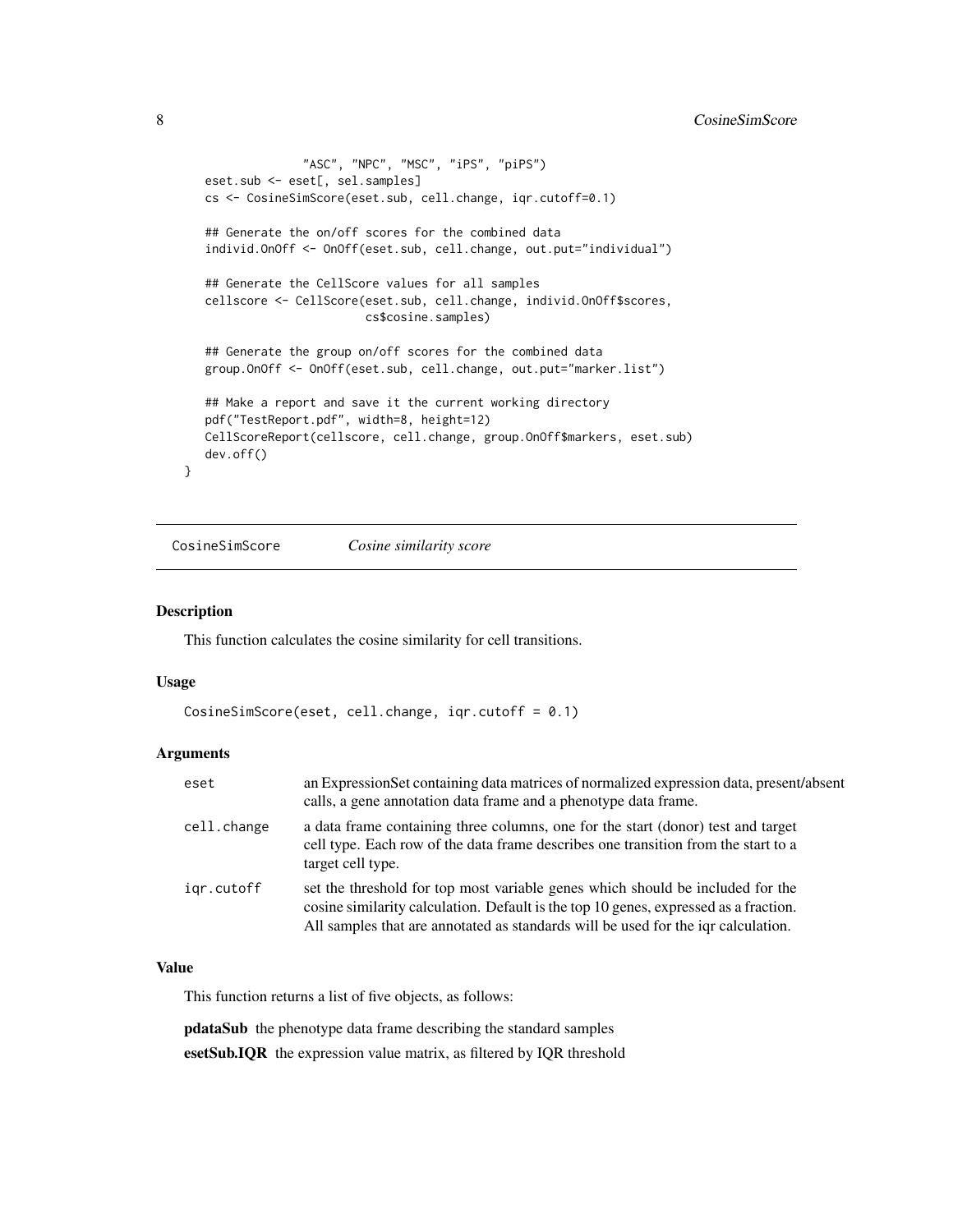```
                "ASC", "NPC", "MSC", "iPS", "piPS")
  eset.sub <- eset[, sel.samples]
  cs <- CosineSimScore(eset.sub, cell.change, iqr.cutoff=0.1)

  ## Generate the on/off scores for the combined data
  individ.OnOff <- OnOff(eset.sub, cell.change, out.put="individual")

  ## Generate the CellScore values for all samples
  cellscore <- CellScore(eset.sub, cell.change, individ.OnOff$scores,
                         cs$cosine.samples)

  ## Generate the group on/off scores for the combined data
  group.OnOff <- OnOff(eset.sub, cell.change, out.put="marker.list")

  ## Make a report and save it the current working directory
  pdf("TestReport.pdf", width=8, height=12)
  CellScoreReport(cellscore, cell.change, group.OnOff$markers, eset.sub)
  dev.off()
}
```

## CosineSimScore *Cosine similarity score*

### Description

This function calculates the cosine similarity for cell transitions.

### Usage

```
CosineSimScore(eset, cell.change, iqr.cutoff = 0.1)
```

### Arguments

| | |
|---|---|
| eset | an ExpressionSet containing data matrices of normalized expression data, present/absent calls, a gene annotation data frame and a phenotype data frame. |
| cell.change | a data frame containing three columns, one for the start (donor) test and target cell type. Each row of the data frame describes one transition from the start to a target cell type. |
| iqr.cutoff | set the threshold for top most variable genes which should be included for the cosine similarity calculation. Default is the top 10 genes, expressed as a fraction. All samples that are annotated as standards will be used for the iqr calculation. |

### Value

This function returns a list of five objects, as follows:

**pdataSub** the phenotype data frame describing the standard samples

**esetSub.IQR** the expression value matrix, as filtered by IQR threshold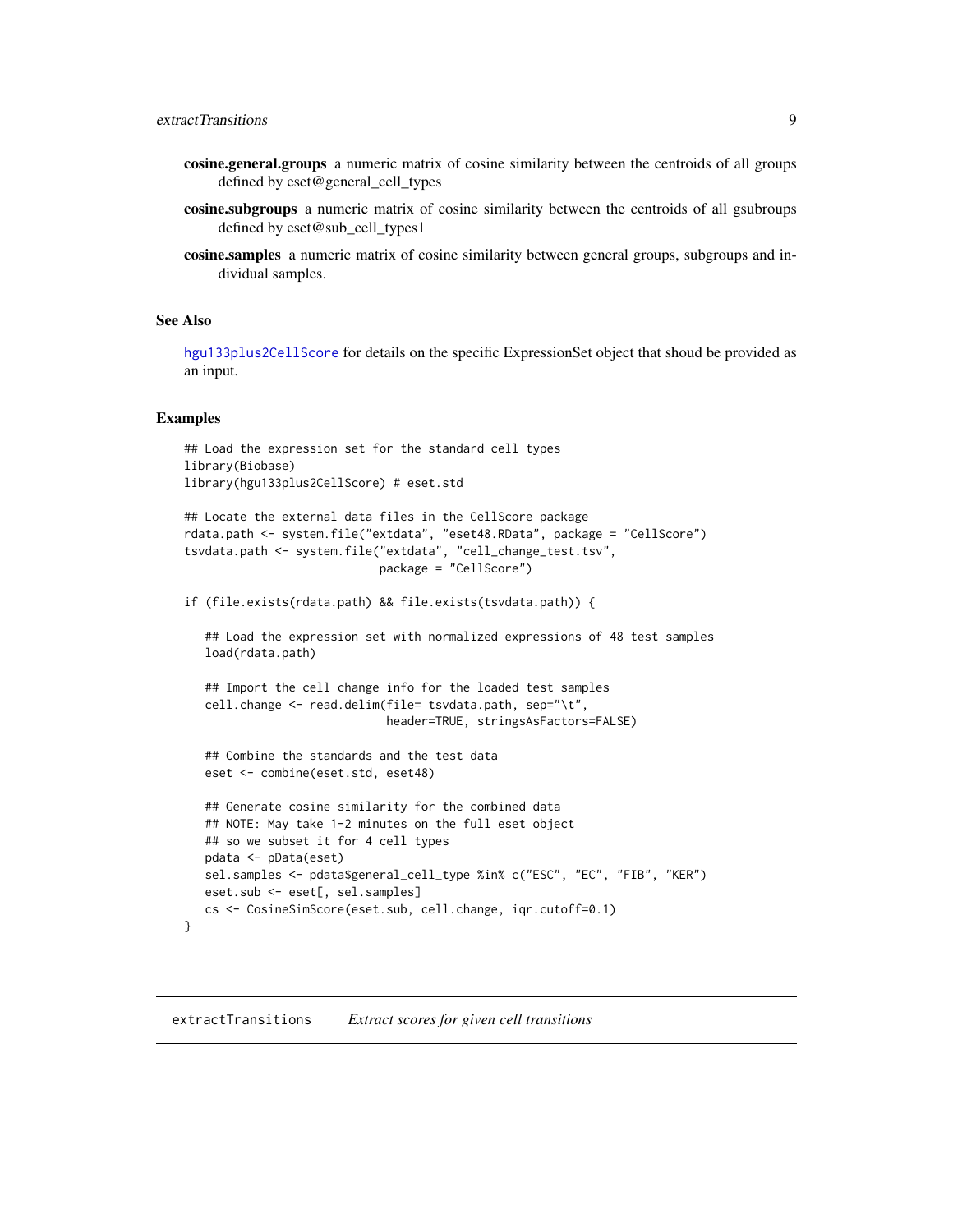**cosine.general.groups** a numeric matrix of cosine similarity between the centroids of all groups defined by eset@general_cell_types

**cosine.subgroups** a numeric matrix of cosine similarity between the centroids of all gsubroups defined by eset@sub_cell_types1

**cosine.samples** a numeric matrix of cosine similarity between general groups, subgroups and individual samples.

## See Also

hgu133plus2CellScore for details on the specific ExpressionSet object that shoud be provided as an input.

## Examples

```
## Load the expression set for the standard cell types
library(Biobase)
library(hgu133plus2CellScore) # eset.std

## Locate the external data files in the CellScore package
rdata.path <- system.file("extdata", "eset48.RData", package = "CellScore")
tsvdata.path <- system.file("extdata", "cell_change_test.tsv",
                            package = "CellScore")

if (file.exists(rdata.path) && file.exists(tsvdata.path)) {

   ## Load the expression set with normalized expressions of 48 test samples
   load(rdata.path)

   ## Import the cell change info for the loaded test samples
   cell.change <- read.delim(file= tsvdata.path, sep="\t",
                             header=TRUE, stringsAsFactors=FALSE)

   ## Combine the standards and the test data
   eset <- combine(eset.std, eset48)

   ## Generate cosine similarity for the combined data
   ## NOTE: May take 1-2 minutes on the full eset object
   ## so we subset it for 4 cell types
   pdata <- pData(eset)
   sel.samples <- pdata$general_cell_type %in% c("ESC", "EC", "FIB", "KER")
   eset.sub <- eset[, sel.samples]
   cs <- CosineSimScore(eset.sub, cell.change, iqr.cutoff=0.1)
}
```

---

# extractTransitions *Extract scores for given cell transitions*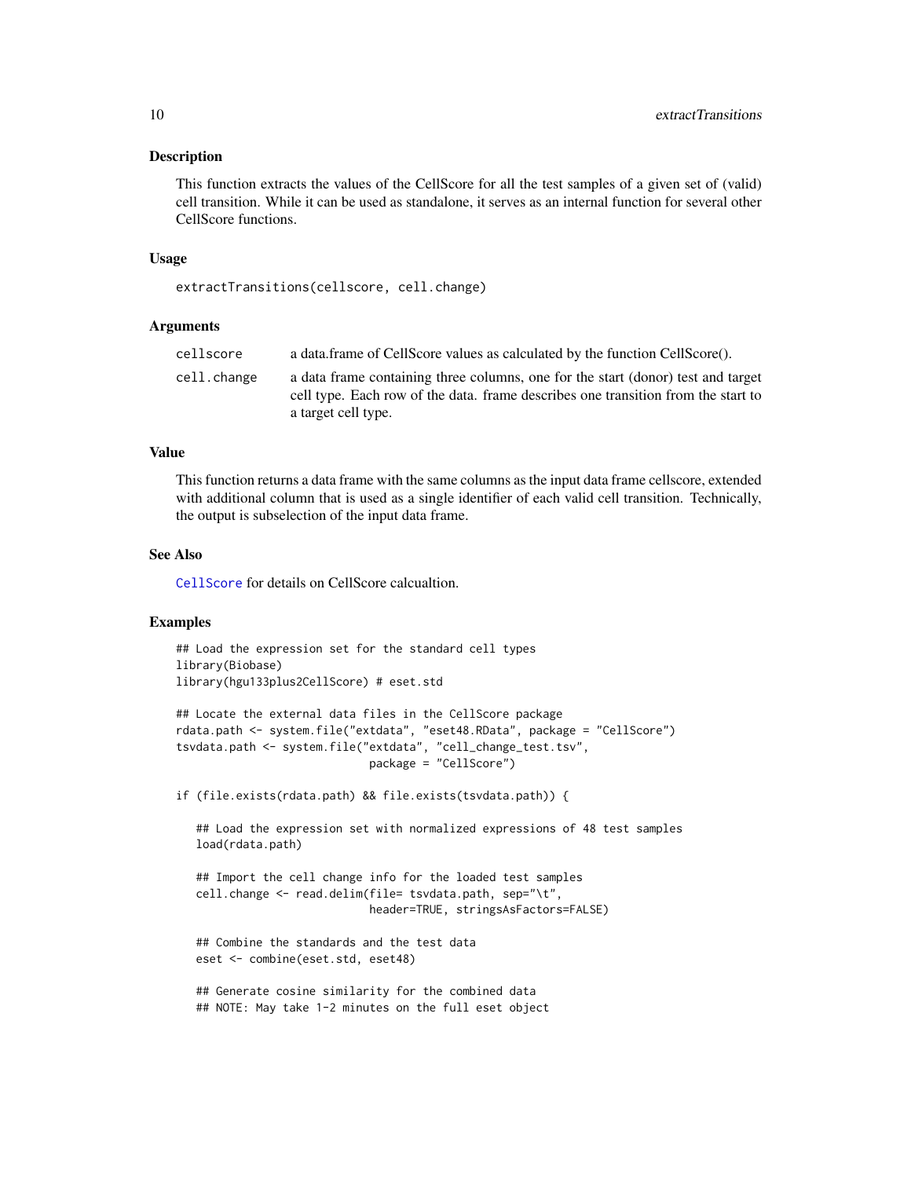## Description

This function extracts the values of the CellScore for all the test samples of a given set of (valid) cell transition. While it can be used as standalone, it serves as an internal function for several other CellScore functions.

## Usage

```
extractTransitions(cellscore, cell.change)
```

## Arguments

| | |
|---|---|
| cellscore | a data.frame of CellScore values as calculated by the function CellScore(). |
| cell.change | a data frame containing three columns, one for the start (donor) test and target cell type. Each row of the data. frame describes one transition from the start to a target cell type. |

## Value

This function returns a data frame with the same columns as the input data frame cellscore, extended with additional column that is used as a single identifier of each valid cell transition. Technically, the output is subselection of the input data frame.

## See Also

CellScore for details on CellScore calcualtion.

## Examples

```
## Load the expression set for the standard cell types
library(Biobase)
library(hgu133plus2CellScore) # eset.std

## Locate the external data files in the CellScore package
rdata.path <- system.file("extdata", "eset48.RData", package = "CellScore")
tsvdata.path <- system.file("extdata", "cell_change_test.tsv",
                            package = "CellScore")

if (file.exists(rdata.path) && file.exists(tsvdata.path)) {

   ## Load the expression set with normalized expressions of 48 test samples
   load(rdata.path)

   ## Import the cell change info for the loaded test samples
   cell.change <- read.delim(file= tsvdata.path, sep="\t",
                            header=TRUE, stringsAsFactors=FALSE)

   ## Combine the standards and the test data
   eset <- combine(eset.std, eset48)

   ## Generate cosine similarity for the combined data
   ## NOTE: May take 1-2 minutes on the full eset object
```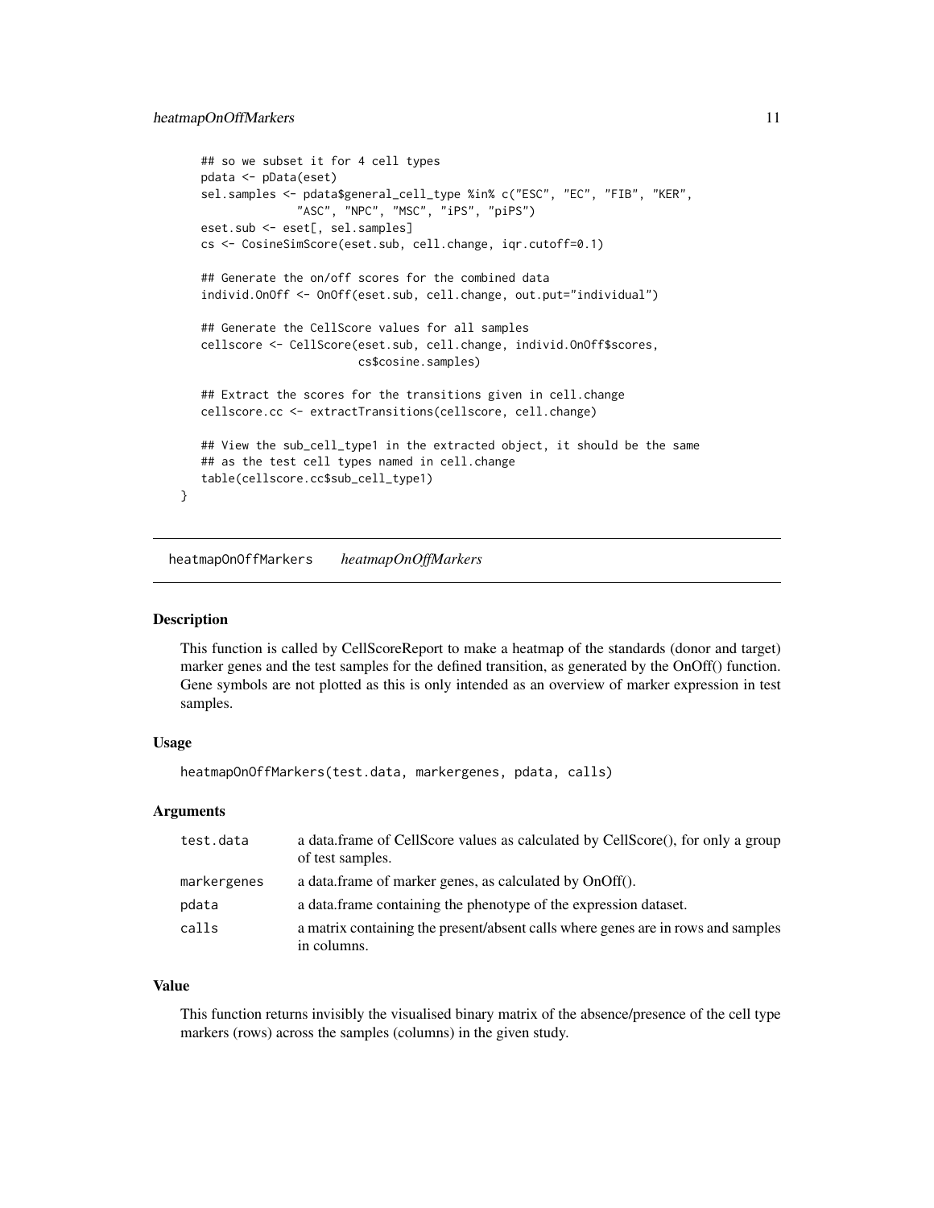```
    ## so we subset it for 4 cell types
    pdata <- pData(eset)
    sel.samples <- pdata$general_cell_type %in% c("ESC", "EC", "FIB", "KER",
                 "ASC", "NPC", "MSC", "iPS", "piPS")
    eset.sub <- eset[, sel.samples]
    cs <- CosineSimScore(eset.sub, cell.change, iqr.cutoff=0.1)

    ## Generate the on/off scores for the combined data
    individ.OnOff <- OnOff(eset.sub, cell.change, out.put="individual")

    ## Generate the CellScore values for all samples
    cellscore <- CellScore(eset.sub, cell.change, individ.OnOff$scores,
                           cs$cosine.samples)

    ## Extract the scores for the transitions given in cell.change
    cellscore.cc <- extractTransitions(cellscore, cell.change)

    ## View the sub_cell_type1 in the extracted object, it should be the same
    ## as the test cell types named in cell.change
    table(cellscore.cc$sub_cell_type1)
}
```

## heatmapOnOffMarkers *heatmapOnOffMarkers*

### Description

This function is called by CellScoreReport to make a heatmap of the standards (donor and target) marker genes and the test samples for the defined transition, as generated by the OnOff() function. Gene symbols are not plotted as this is only intended as an overview of marker expression in test samples.

### Usage

```
heatmapOnOffMarkers(test.data, markergenes, pdata, calls)
```

### Arguments

| | |
|---|---|
| test.data | a data.frame of CellScore values as calculated by CellScore(), for only a group of test samples. |
| markergenes | a data.frame of marker genes, as calculated by OnOff(). |
| pdata | a data.frame containing the phenotype of the expression dataset. |
| calls | a matrix containing the present/absent calls where genes are in rows and samples in columns. |

### Value

This function returns invisibly the visualised binary matrix of the absence/presence of the cell type markers (rows) across the samples (columns) in the given study.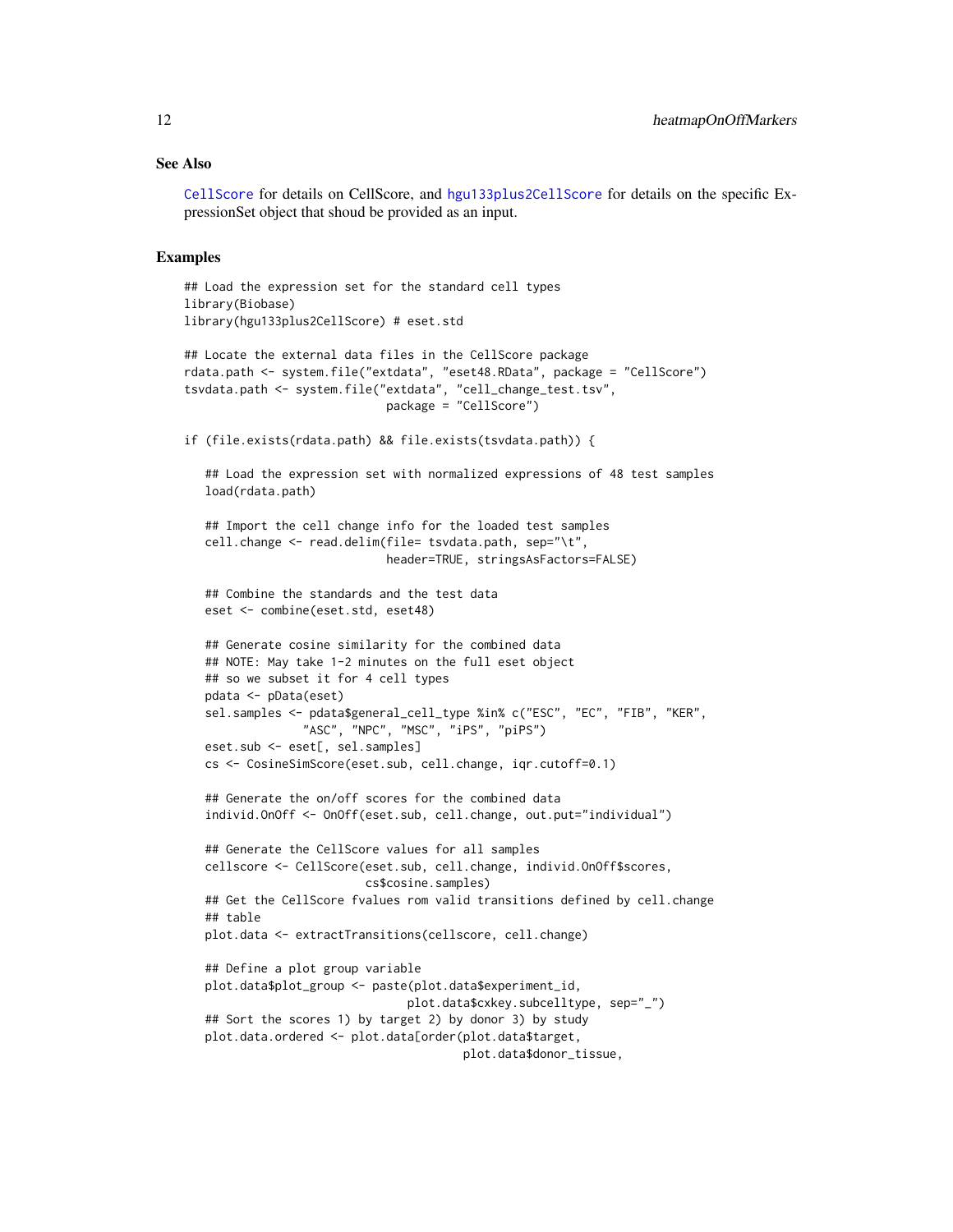### See Also

CellScore for details on CellScore, and hgu133plus2CellScore for details on the specific ExpressionSet object that shoud be provided as an input.

### Examples

```
## Load the expression set for the standard cell types
library(Biobase)
library(hgu133plus2CellScore) # eset.std

## Locate the external data files in the CellScore package
rdata.path <- system.file("extdata", "eset48.RData", package = "CellScore")
tsvdata.path <- system.file("extdata", "cell_change_test.tsv",
                            package = "CellScore")

if (file.exists(rdata.path) && file.exists(tsvdata.path)) {

   ## Load the expression set with normalized expressions of 48 test samples
   load(rdata.path)

   ## Import the cell change info for the loaded test samples
   cell.change <- read.delim(file= tsvdata.path, sep="\t",
                            header=TRUE, stringsAsFactors=FALSE)

   ## Combine the standards and the test data
   eset <- combine(eset.std, eset48)

   ## Generate cosine similarity for the combined data
   ## NOTE: May take 1-2 minutes on the full eset object
   ## so we subset it for 4 cell types
   pdata <- pData(eset)
   sel.samples <- pdata$general_cell_type %in% c("ESC", "EC", "FIB", "KER",
                 "ASC", "NPC", "MSC", "iPS", "piPS")
   eset.sub <- eset[, sel.samples]
   cs <- CosineSimScore(eset.sub, cell.change, iqr.cutoff=0.1)

   ## Generate the on/off scores for the combined data
   individ.OnOff <- OnOff(eset.sub, cell.change, out.put="individual")

   ## Generate the CellScore values for all samples
   cellscore <- CellScore(eset.sub, cell.change, individ.OnOff$scores,
                         cs$cosine.samples)
   ## Get the CellScore fvalues rom valid transitions defined by cell.change
   ## table
   plot.data <- extractTransitions(cellscore, cell.change)

   ## Define a plot group variable
   plot.data$plot_group <- paste(plot.data$experiment_id,
                                plot.data$cxkey.subcelltype, sep="_")
   ## Sort the scores 1) by target 2) by donor 3) by study
   plot.data.ordered <- plot.data[order(plot.data$target,
                                       plot.data$donor_tissue,
```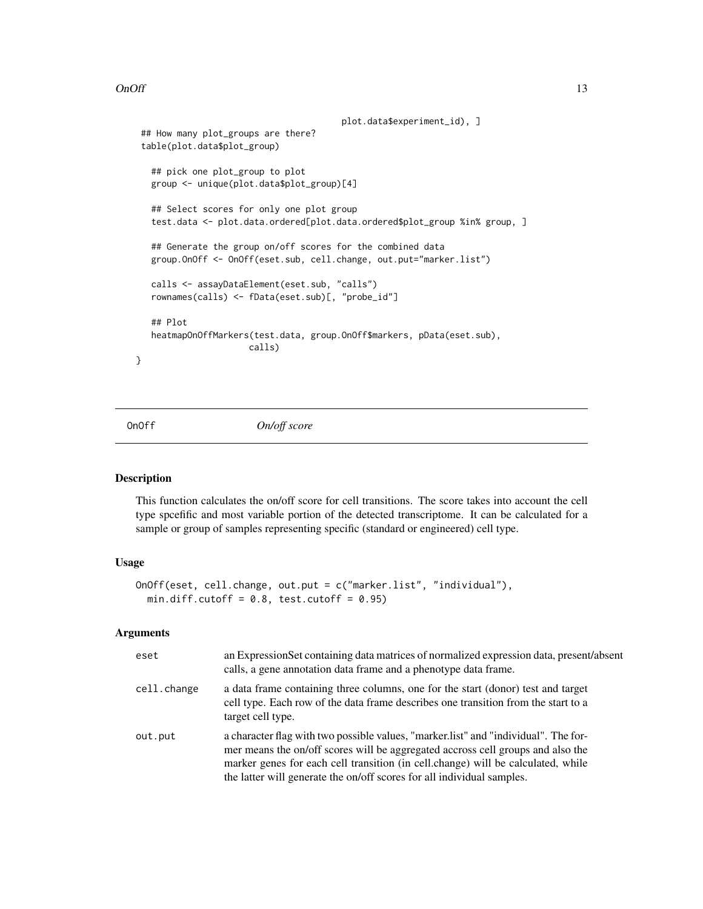```
                                      plot.data$experiment_id), ]
 ## How many plot_groups are there?
 table(plot.data$plot_group)

   ## pick one plot_group to plot
   group <- unique(plot.data$plot_group)[4]

   ## Select scores for only one plot group
   test.data <- plot.data.ordered[plot.data.ordered$plot_group %in% group, ]

   ## Generate the group on/off scores for the combined data
   group.OnOff <- OnOff(eset.sub, cell.change, out.put="marker.list")

   calls <- assayDataElement(eset.sub, "calls")
   rownames(calls) <- fData(eset.sub)[, "probe_id"]

   ## Plot
   heatmapOnOffMarkers(test.data, group.OnOff$markers, pData(eset.sub),
                       calls)
}
```

---

## OnOff — *On/off score*

---

### Description

This function calculates the on/off score for cell transitions. The score takes into account the cell type spcefific and most variable portion of the detected transcriptome. It can be calculated for a sample or group of samples representing specific (standard or engineered) cell type.

### Usage

```
OnOff(eset, cell.change, out.put = c("marker.list", "individual"),
  min.diff.cutoff = 0.8, test.cutoff = 0.95)
```

### Arguments

| | |
|---|---|
| eset | an ExpressionSet containing data matrices of normalized expression data, present/absent calls, a gene annotation data frame and a phenotype data frame. |
| cell.change | a data frame containing three columns, one for the start (donor) test and target cell type. Each row of the data frame describes one transition from the start to a target cell type. |
| out.put | a character flag with two possible values, "marker.list" and "individual". The former means the on/off scores will be aggregated accross cell groups and also the marker genes for each cell transition (in cell.change) will be calculated, while the latter will generate the on/off scores for all individual samples. |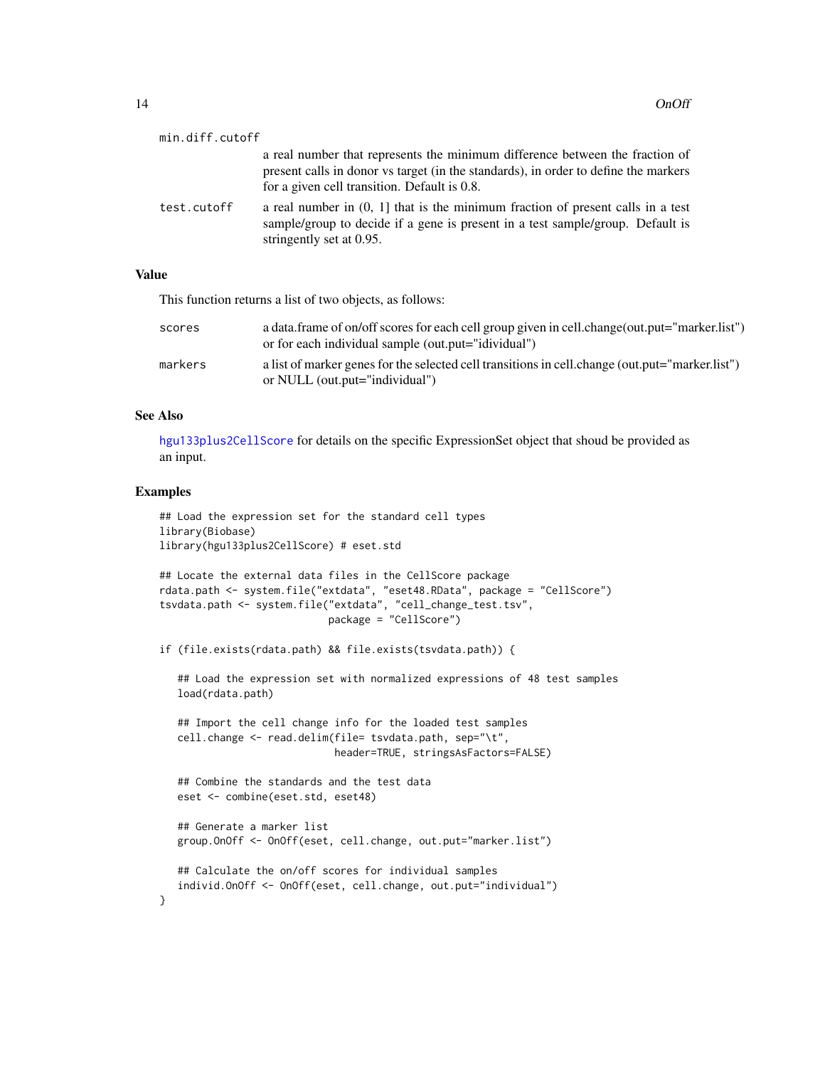min.diff.cutoff
: a real number that represents the minimum difference between the fraction of present calls in donor vs target (in the standards), in order to define the markers for a given cell transition. Default is 0.8.

test.cutoff
: a real number in (0, 1] that is the minimum fraction of present calls in a test sample/group to decide if a gene is present in a test sample/group. Default is stringently set at 0.95.

## Value

This function returns a list of two objects, as follows:

scores
: a data.frame of on/off scores for each cell group given in cell.change(out.put="marker.list") or for each individual sample (out.put="idividual")

markers
: a list of marker genes for the selected cell transitions in cell.change (out.put="marker.list") or NULL (out.put="individual")

## See Also

hgu133plus2CellScore for details on the specific ExpressionSet object that shoud be provided as an input.

## Examples

```
## Load the expression set for the standard cell types
library(Biobase)
library(hgu133plus2CellScore) # eset.std

## Locate the external data files in the CellScore package
rdata.path <- system.file("extdata", "eset48.RData", package = "CellScore")
tsvdata.path <- system.file("extdata", "cell_change_test.tsv",
                            package = "CellScore")

if (file.exists(rdata.path) && file.exists(tsvdata.path)) {

   ## Load the expression set with normalized expressions of 48 test samples
   load(rdata.path)

   ## Import the cell change info for the loaded test samples
   cell.change <- read.delim(file= tsvdata.path, sep="\t",
                             header=TRUE, stringsAsFactors=FALSE)

   ## Combine the standards and the test data
   eset <- combine(eset.std, eset48)

   ## Generate a marker list
   group.OnOff <- OnOff(eset, cell.change, out.put="marker.list")

   ## Calculate the on/off scores for individual samples
   individ.OnOff <- OnOff(eset, cell.change, out.put="individual")
}
```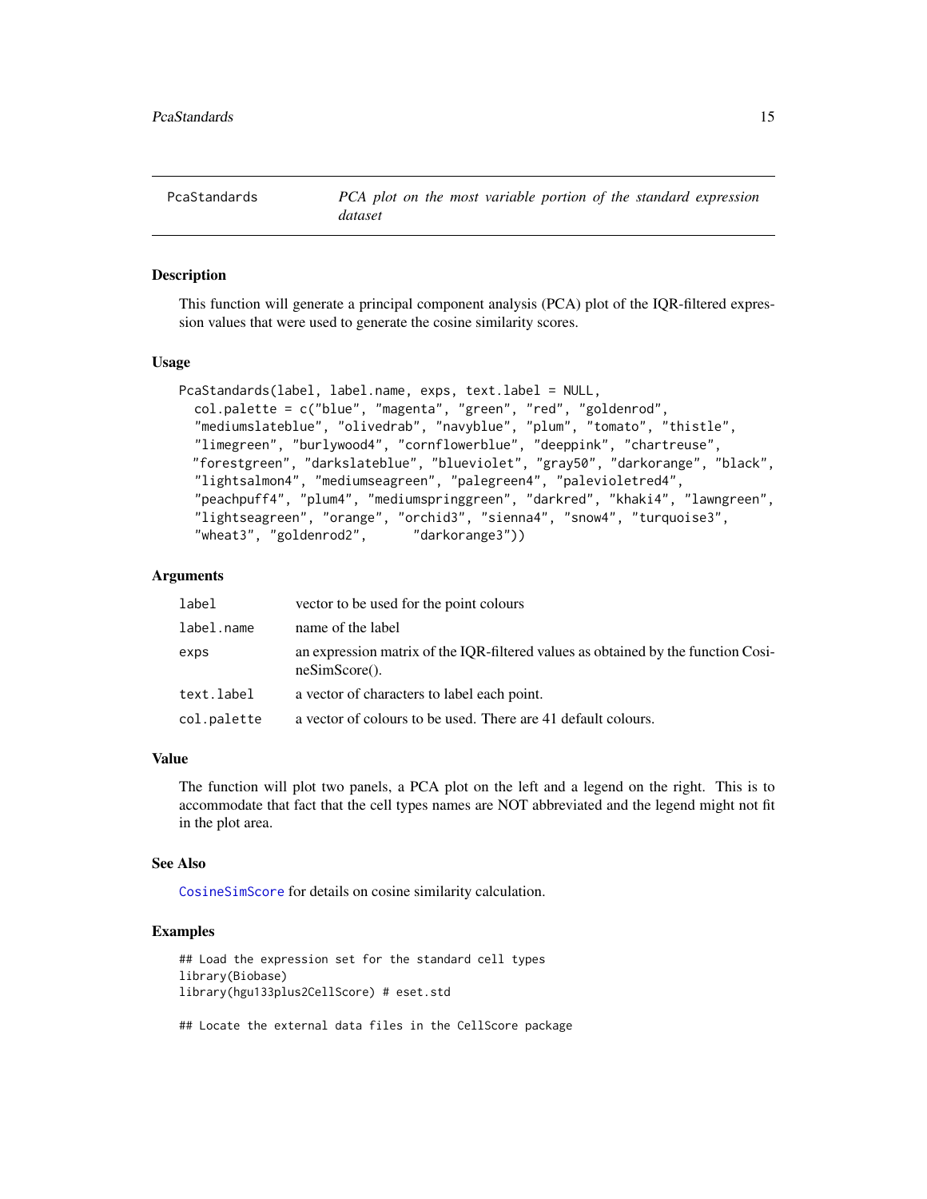## PcaStandards — *PCA plot on the most variable portion of the standard expression dataset*

### Description

This function will generate a principal component analysis (PCA) plot of the IQR-filtered expression values that were used to generate the cosine similarity scores.

### Usage

```
PcaStandards(label, label.name, exps, text.label = NULL,
  col.palette = c("blue", "magenta", "green", "red", "goldenrod",
  "mediumslateblue", "olivedrab", "navyblue", "plum", "tomato", "thistle",
  "limegreen", "burlywood4", "cornflowerblue", "deeppink", "chartreuse",
  "forestgreen", "darkslateblue", "blueviolet", "gray50", "darkorange", "black",
  "lightsalmon4", "mediumseagreen", "palegreen4", "palevioletred4",
  "peachpuff4", "plum4", "mediumspringgreen", "darkred", "khaki4", "lawngreen",
  "lightseagreen", "orange", "orchid3", "sienna4", "snow4", "turquoise3",
  "wheat3", "goldenrod2",      "darkorange3"))
```

### Arguments

| | |
|---|---|
| `label` | vector to be used for the point colours |
| `label.name` | name of the label |
| `exps` | an expression matrix of the IQR-filtered values as obtained by the function CosineSimScore(). |
| `text.label` | a vector of characters to label each point. |
| `col.palette` | a vector of colours to be used. There are 41 default colours. |

### Value

The function will plot two panels, a PCA plot on the left and a legend on the right. This is to accommodate that fact that the cell types names are NOT abbreviated and the legend might not fit in the plot area.

### See Also

`CosineSimScore` for details on cosine similarity calculation.

### Examples

```
## Load the expression set for the standard cell types
library(Biobase)
library(hgu133plus2CellScore) # eset.std

## Locate the external data files in the CellScore package
```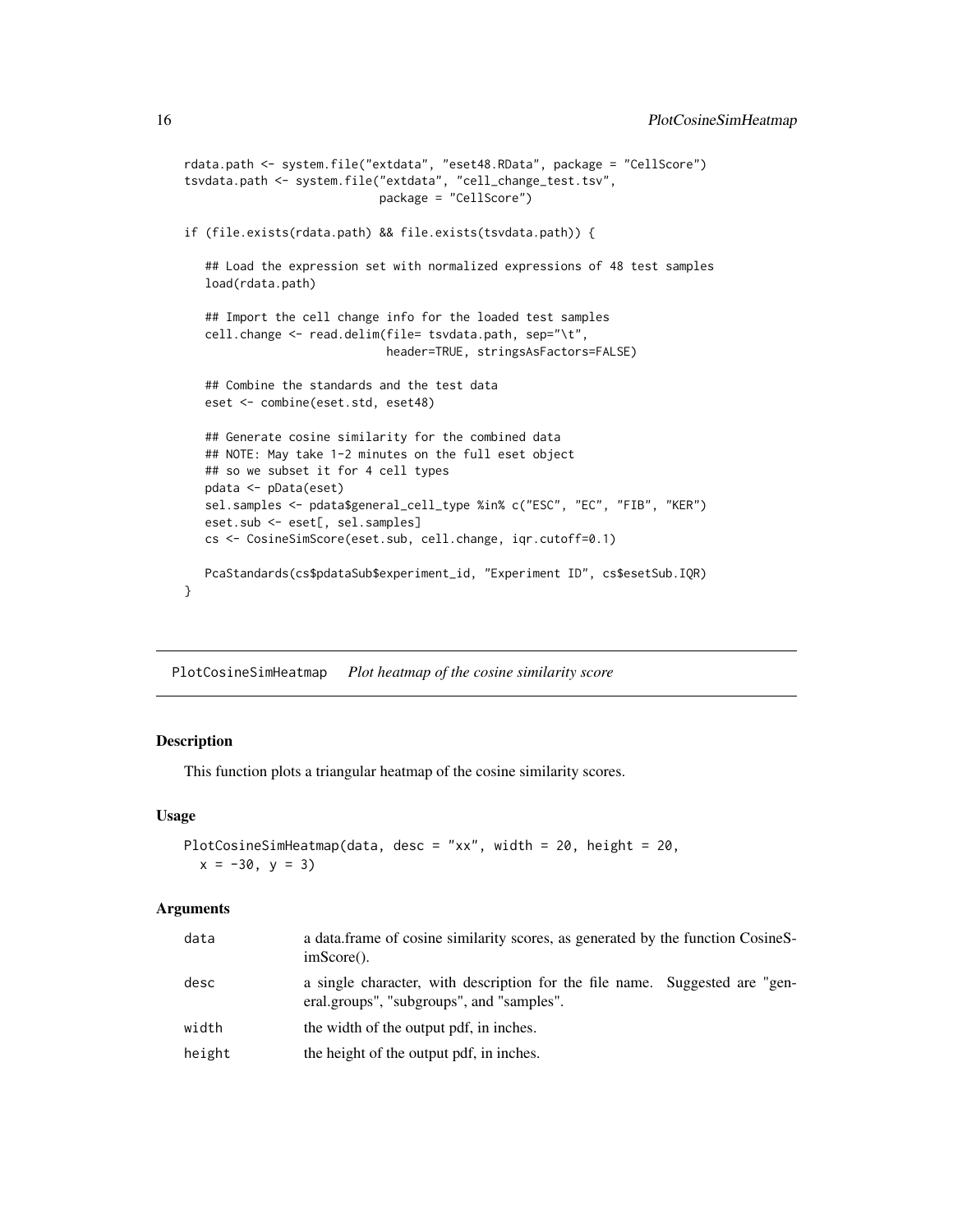```
rdata.path <- system.file("extdata", "eset48.RData", package = "CellScore")
tsvdata.path <- system.file("extdata", "cell_change_test.tsv",
                            package = "CellScore")

if (file.exists(rdata.path) && file.exists(tsvdata.path)) {

   ## Load the expression set with normalized expressions of 48 test samples
   load(rdata.path)

   ## Import the cell change info for the loaded test samples
   cell.change <- read.delim(file= tsvdata.path, sep="\t",
                             header=TRUE, stringsAsFactors=FALSE)

   ## Combine the standards and the test data
   eset <- combine(eset.std, eset48)

   ## Generate cosine similarity for the combined data
   ## NOTE: May take 1-2 minutes on the full eset object
   ## so we subset it for 4 cell types
   pdata <- pData(eset)
   sel.samples <- pdata$general_cell_type %in% c("ESC", "EC", "FIB", "KER")
   eset.sub <- eset[, sel.samples]
   cs <- CosineSimScore(eset.sub, cell.change, iqr.cutoff=0.1)

   PcaStandards(cs$pdataSub$experiment_id, "Experiment ID", cs$esetSub.IQR)
}
```

## PlotCosineSimHeatmap *Plot heatmap of the cosine similarity score*

### Description

This function plots a triangular heatmap of the cosine similarity scores.

### Usage

```
PlotCosineSimHeatmap(data, desc = "xx", width = 20, height = 20,
  x = -30, y = 3)
```

### Arguments

| | |
|---|---|
| data | a data.frame of cosine similarity scores, as generated by the function CosineSimScore(). |
| desc | a single character, with description for the file name. Suggested are "general.groups", "subgroups", and "samples". |
| width | the width of the output pdf, in inches. |
| height | the height of the output pdf, in inches. |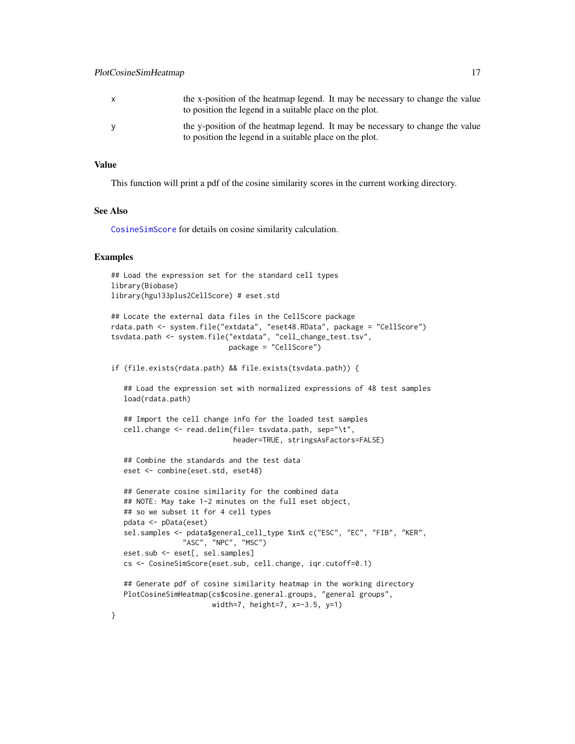| | |
|---|---|
| x | the x-position of the heatmap legend. It may be necessary to change the value to position the legend in a suitable place on the plot. |
| y | the y-position of the heatmap legend. It may be necessary to change the value to position the legend in a suitable place on the plot. |

### Value

This function will print a pdf of the cosine similarity scores in the current working directory.

### See Also

CosineSimScore for details on cosine similarity calculation.

### Examples

```
## Load the expression set for the standard cell types
library(Biobase)
library(hgu133plus2CellScore) # eset.std

## Locate the external data files in the CellScore package
rdata.path <- system.file("extdata", "eset48.RData", package = "CellScore")
tsvdata.path <- system.file("extdata", "cell_change_test.tsv",
                            package = "CellScore")

if (file.exists(rdata.path) && file.exists(tsvdata.path)) {

   ## Load the expression set with normalized expressions of 48 test samples
   load(rdata.path)

   ## Import the cell change info for the loaded test samples
   cell.change <- read.delim(file= tsvdata.path, sep="\t",
                             header=TRUE, stringsAsFactors=FALSE)

   ## Combine the standards and the test data
   eset <- combine(eset.std, eset48)

   ## Generate cosine similarity for the combined data
   ## NOTE: May take 1-2 minutes on the full eset object,
   ## so we subset it for 4 cell types
   pdata <- pData(eset)
   sel.samples <- pdata$general_cell_type %in% c("ESC", "EC", "FIB", "KER",
                  "ASC", "NPC", "MSC")
   eset.sub <- eset[, sel.samples]
   cs <- CosineSimScore(eset.sub, cell.change, iqr.cutoff=0.1)

   ## Generate pdf of cosine similarity heatmap in the working directory
   PlotCosineSimHeatmap(cs$cosine.general.groups, "general groups",
                        width=7, height=7, x=-3.5, y=1)
}
```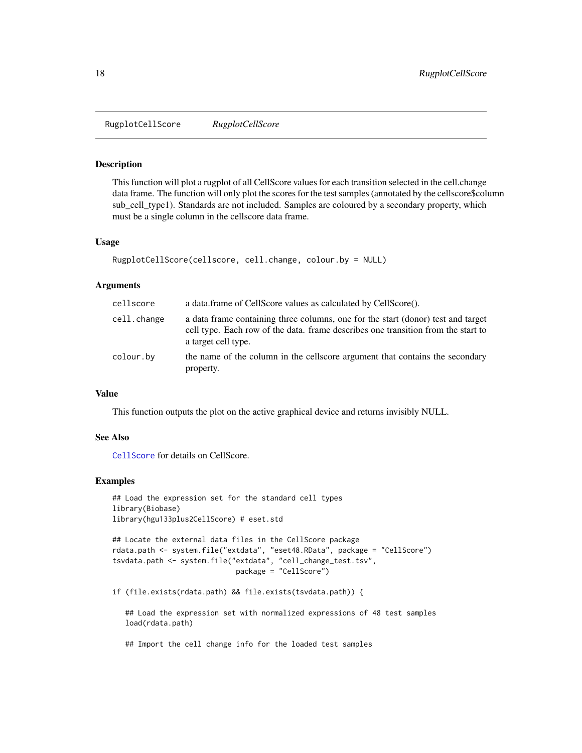## RugplotCellScore *RugplotCellScore*

### Description

This function will plot a rugplot of all CellScore values for each transition selected in the cell.change data frame. The function will only plot the scores for the test samples (annotated by the cellscore$column sub_cell_type1). Standards are not included. Samples are coloured by a secondary property, which must be a single column in the cellscore data frame.

### Usage

```
RugplotCellScore(cellscore, cell.change, colour.by = NULL)
```

### Arguments

| | |
|---|---|
| cellscore | a data.frame of CellScore values as calculated by CellScore(). |
| cell.change | a data frame containing three columns, one for the start (donor) test and target cell type. Each row of the data. frame describes one transition from the start to a target cell type. |
| colour.by | the name of the column in the cellscore argument that contains the secondary property. |

### Value

This function outputs the plot on the active graphical device and returns invisibly NULL.

### See Also

CellScore for details on CellScore.

### Examples

```
## Load the expression set for the standard cell types
library(Biobase)
library(hgu133plus2CellScore) # eset.std

## Locate the external data files in the CellScore package
rdata.path <- system.file("extdata", "eset48.RData", package = "CellScore")
tsvdata.path <- system.file("extdata", "cell_change_test.tsv",
                            package = "CellScore")

if (file.exists(rdata.path) && file.exists(tsvdata.path)) {

   ## Load the expression set with normalized expressions of 48 test samples
   load(rdata.path)

   ## Import the cell change info for the loaded test samples
```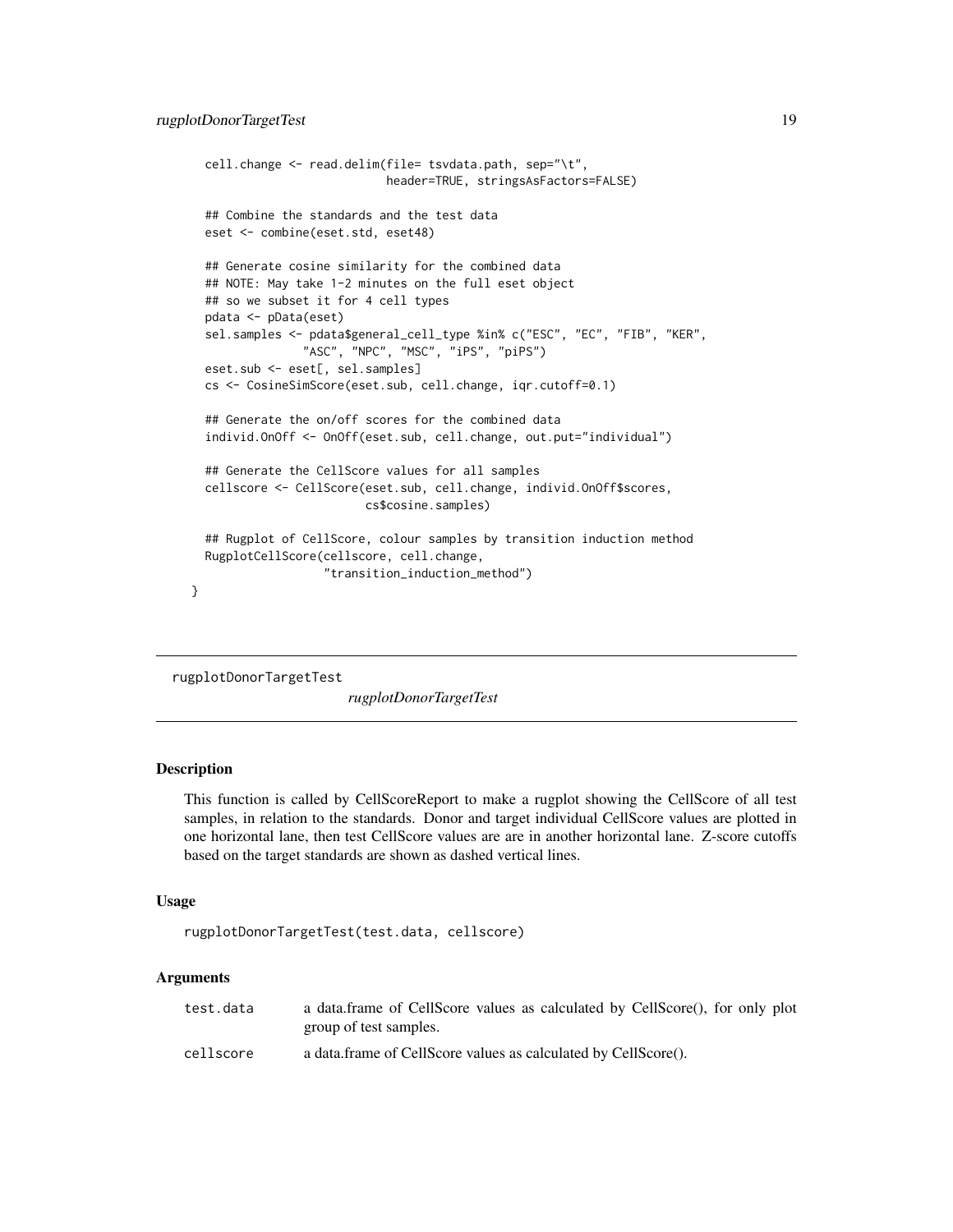```
  cell.change <- read.delim(file= tsvdata.path, sep="\t",
                            header=TRUE, stringsAsFactors=FALSE)

  ## Combine the standards and the test data
  eset <- combine(eset.std, eset48)

  ## Generate cosine similarity for the combined data
  ## NOTE: May take 1-2 minutes on the full eset object
  ## so we subset it for 4 cell types
  pdata <- pData(eset)
  sel.samples <- pdata$general_cell_type %in% c("ESC", "EC", "FIB", "KER",
                "ASC", "NPC", "MSC", "iPS", "piPS")
  eset.sub <- eset[, sel.samples]
  cs <- CosineSimScore(eset.sub, cell.change, iqr.cutoff=0.1)

  ## Generate the on/off scores for the combined data
  individ.OnOff <- OnOff(eset.sub, cell.change, out.put="individual")

  ## Generate the CellScore values for all samples
  cellscore <- CellScore(eset.sub, cell.change, individ.OnOff$scores,
                         cs$cosine.samples)

  ## Rugplot of CellScore, colour samples by transition induction method
  RugplotCellScore(cellscore, cell.change,
                   "transition_induction_method")
}
```

---

rugplotDonorTargetTest &emsp; *rugplotDonorTargetTest*

---

### Description

This function is called by CellScoreReport to make a rugplot showing the CellScore of all test samples, in relation to the standards. Donor and target individual CellScore values are plotted in one horizontal lane, then test CellScore values are are in another horizontal lane. Z-score cutoffs based on the target standards are shown as dashed vertical lines.

### Usage

```
rugplotDonorTargetTest(test.data, cellscore)
```

### Arguments

| | |
|---|---|
| `test.data` | a data.frame of CellScore values as calculated by CellScore(), for only plot group of test samples. |
| `cellscore` | a data.frame of CellScore values as calculated by CellScore(). |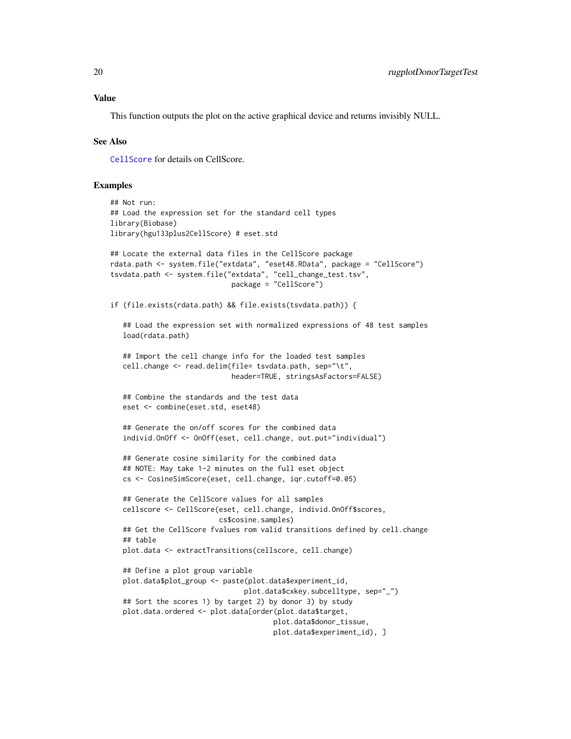### Value

This function outputs the plot on the active graphical device and returns invisibly NULL.

### See Also

CellScore for details on CellScore.

### Examples

```
## Not run:
## Load the expression set for the standard cell types
library(Biobase)
library(hgu133plus2CellScore) # eset.std

## Locate the external data files in the CellScore package
rdata.path <- system.file("extdata", "eset48.RData", package = "CellScore")
tsvdata.path <- system.file("extdata", "cell_change_test.tsv",
                             package = "CellScore")

if (file.exists(rdata.path) && file.exists(tsvdata.path)) {

   ## Load the expression set with normalized expressions of 48 test samples
   load(rdata.path)

   ## Import the cell change info for the loaded test samples
   cell.change <- read.delim(file= tsvdata.path, sep="\t",
                             header=TRUE, stringsAsFactors=FALSE)

   ## Combine the standards and the test data
   eset <- combine(eset.std, eset48)

   ## Generate the on/off scores for the combined data
   individ.OnOff <- OnOff(eset, cell.change, out.put="individual")

   ## Generate cosine similarity for the combined data
   ## NOTE: May take 1-2 minutes on the full eset object
   cs <- CosineSimScore(eset, cell.change, iqr.cutoff=0.05)

   ## Generate the CellScore values for all samples
   cellscore <- CellScore(eset, cell.change, individ.OnOff$scores,
                          cs$cosine.samples)
   ## Get the CellScore fvalues rom valid transitions defined by cell.change
   ## table
   plot.data <- extractTransitions(cellscore, cell.change)

   ## Define a plot group variable
   plot.data$plot_group <- paste(plot.data$experiment_id,
                                 plot.data$cxkey.subcelltype, sep="_")
   ## Sort the scores 1) by target 2) by donor 3) by study
   plot.data.ordered <- plot.data[order(plot.data$target,
                                        plot.data$donor_tissue,
                                        plot.data$experiment_id), ]
```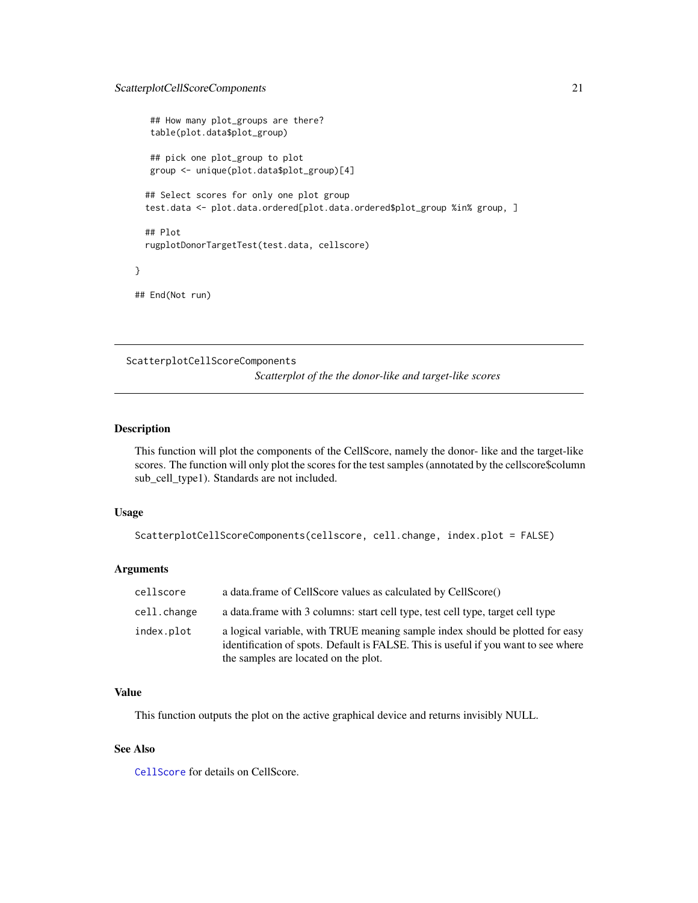```
  ## How many plot_groups are there?
  table(plot.data$plot_group)

  ## pick one plot_group to plot
  group <- unique(plot.data$plot_group)[4]

 ## Select scores for only one plot group
 test.data <- plot.data.ordered[plot.data.ordered$plot_group %in% group, ]

 ## Plot
 rugplotDonorTargetTest(test.data, cellscore)

}

## End(Not run)
```

---

## ScatterplotCellScoreComponents

*Scatterplot of the the donor-like and target-like scores*

---

### Description

This function will plot the components of the CellScore, namely the donor- like and the target-like scores. The function will only plot the scores for the test samples (annotated by the cellscore$column sub_cell_type1). Standards are not included.

### Usage

```
ScatterplotCellScoreComponents(cellscore, cell.change, index.plot = FALSE)
```

### Arguments

| | |
|---|---|
| `cellscore` | a data.frame of CellScore values as calculated by CellScore() |
| `cell.change` | a data.frame with 3 columns: start cell type, test cell type, target cell type |
| `index.plot` | a logical variable, with TRUE meaning sample index should be plotted for easy identification of spots. Default is FALSE. This is useful if you want to see where the samples are located on the plot. |

### Value

This function outputs the plot on the active graphical device and returns invisibly NULL.

### See Also

`CellScore` for details on CellScore.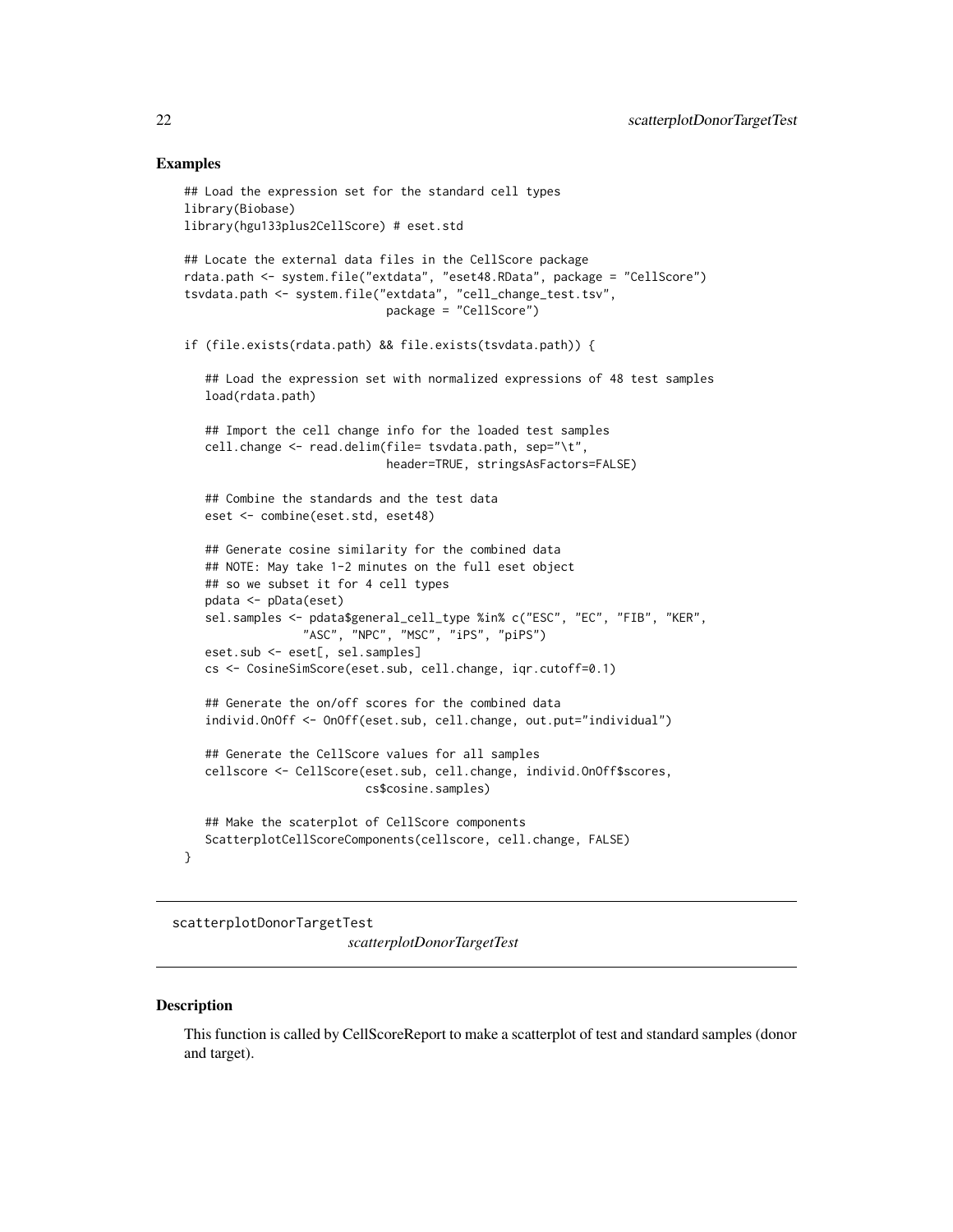### Examples

```
## Load the expression set for the standard cell types
library(Biobase)
library(hgu133plus2CellScore) # eset.std

## Locate the external data files in the CellScore package
rdata.path <- system.file("extdata", "eset48.RData", package = "CellScore")
tsvdata.path <- system.file("extdata", "cell_change_test.tsv",
                            package = "CellScore")

if (file.exists(rdata.path) && file.exists(tsvdata.path)) {

   ## Load the expression set with normalized expressions of 48 test samples
   load(rdata.path)

   ## Import the cell change info for the loaded test samples
   cell.change <- read.delim(file= tsvdata.path, sep="\t",
                             header=TRUE, stringsAsFactors=FALSE)

   ## Combine the standards and the test data
   eset <- combine(eset.std, eset48)

   ## Generate cosine similarity for the combined data
   ## NOTE: May take 1-2 minutes on the full eset object
   ## so we subset it for 4 cell types
   pdata <- pData(eset)
   sel.samples <- pdata$general_cell_type %in% c("ESC", "EC", "FIB", "KER",
                "ASC", "NPC", "MSC", "iPS", "piPS")
   eset.sub <- eset[, sel.samples]
   cs <- CosineSimScore(eset.sub, cell.change, iqr.cutoff=0.1)

   ## Generate the on/off scores for the combined data
   individ.OnOff <- OnOff(eset.sub, cell.change, out.put="individual")

   ## Generate the CellScore values for all samples
   cellscore <- CellScore(eset.sub, cell.change, individ.OnOff$scores,
                          cs$cosine.samples)

   ## Make the scaterplot of CellScore components
   ScatterplotCellScoreComponents(cellscore, cell.change, FALSE)
}
```

---

## scatterplotDonorTargetTest

*scatterplotDonorTargetTest*

---

### Description

This function is called by CellScoreReport to make a scatterplot of test and standard samples (donor and target).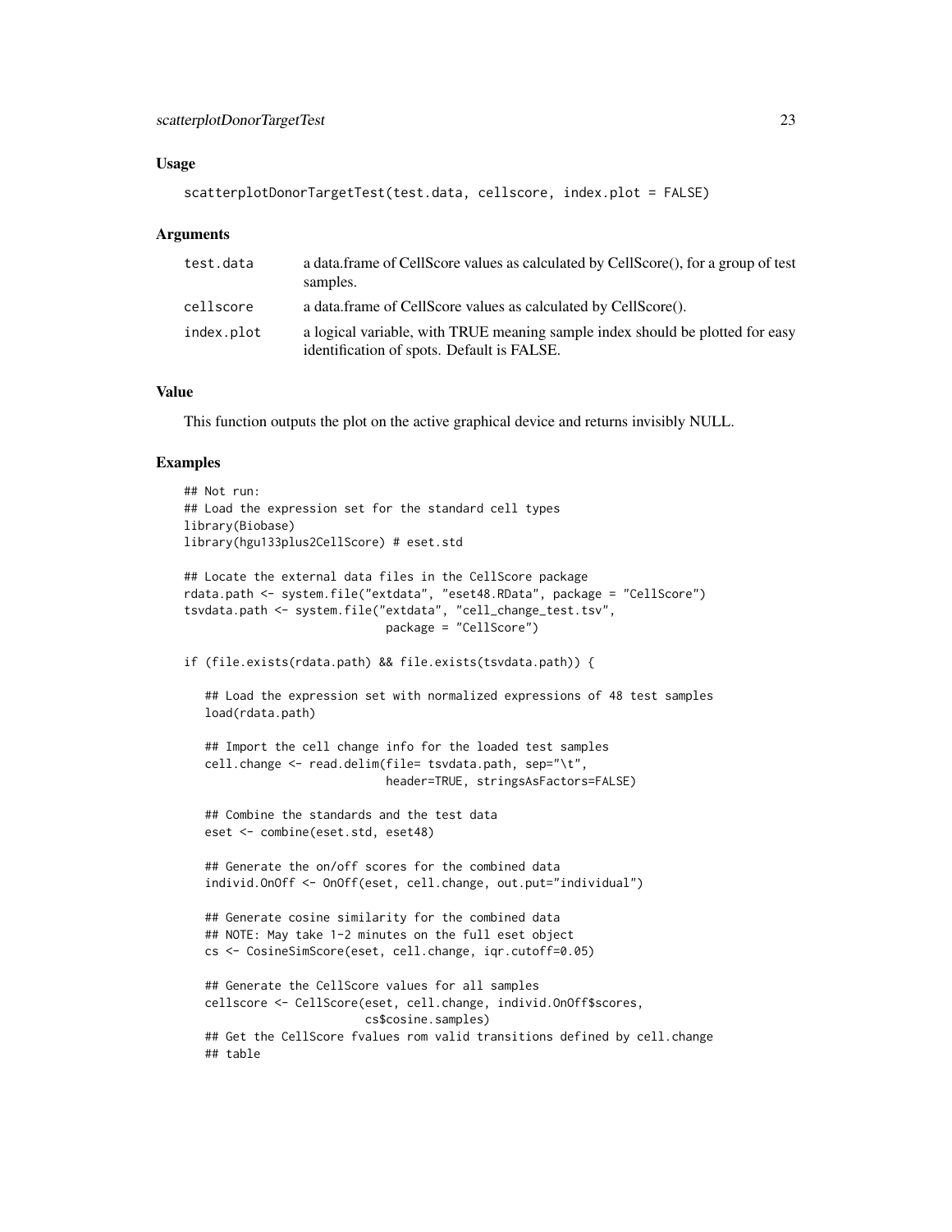### Usage

```
scatterplotDonorTargetTest(test.data, cellscore, index.plot = FALSE)
```

### Arguments

| | |
|---|---|
| test.data | a data.frame of CellScore values as calculated by CellScore(), for a group of test samples. |
| cellscore | a data.frame of CellScore values as calculated by CellScore(). |
| index.plot | a logical variable, with TRUE meaning sample index should be plotted for easy identification of spots. Default is FALSE. |

### Value

This function outputs the plot on the active graphical device and returns invisibly NULL.

### Examples

```
## Not run:
## Load the expression set for the standard cell types
library(Biobase)
library(hgu133plus2CellScore) # eset.std

## Locate the external data files in the CellScore package
rdata.path <- system.file("extdata", "eset48.RData", package = "CellScore")
tsvdata.path <- system.file("extdata", "cell_change_test.tsv",
                            package = "CellScore")

if (file.exists(rdata.path) && file.exists(tsvdata.path)) {

   ## Load the expression set with normalized expressions of 48 test samples
   load(rdata.path)

   ## Import the cell change info for the loaded test samples
   cell.change <- read.delim(file= tsvdata.path, sep="\t",
                             header=TRUE, stringsAsFactors=FALSE)

   ## Combine the standards and the test data
   eset <- combine(eset.std, eset48)

   ## Generate the on/off scores for the combined data
   individ.OnOff <- OnOff(eset, cell.change, out.put="individual")

   ## Generate cosine similarity for the combined data
   ## NOTE: May take 1-2 minutes on the full eset object
   cs <- CosineSimScore(eset, cell.change, iqr.cutoff=0.05)

   ## Generate the CellScore values for all samples
   cellscore <- CellScore(eset, cell.change, individ.OnOff$scores,
                          cs$cosine.samples)
   ## Get the CellScore fvalues rom valid transitions defined by cell.change
   ## table
```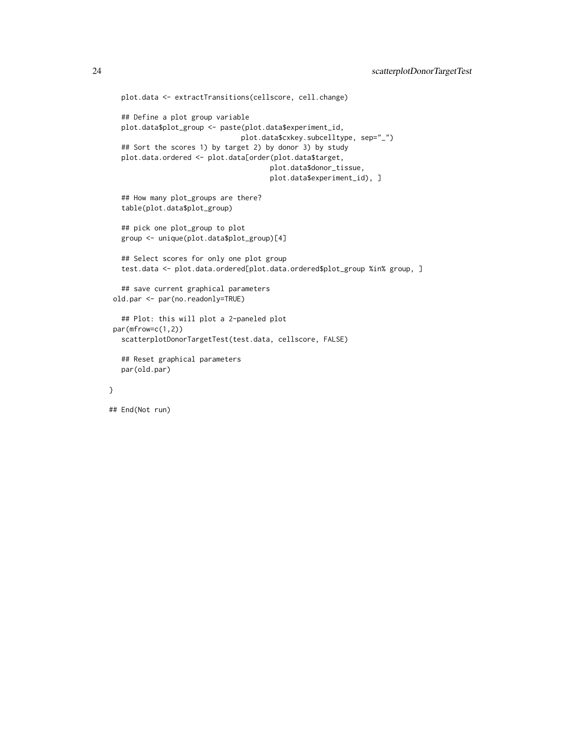```
  plot.data <- extractTransitions(cellscore, cell.change)

  ## Define a plot group variable
  plot.data$plot_group <- paste(plot.data$experiment_id,
                                plot.data$cxkey.subcelltype, sep="_")
  ## Sort the scores 1) by target 2) by donor 3) by study
  plot.data.ordered <- plot.data[order(plot.data$target,
                                       plot.data$donor_tissue,
                                       plot.data$experiment_id), ]

  ## How many plot_groups are there?
  table(plot.data$plot_group)

  ## pick one plot_group to plot
  group <- unique(plot.data$plot_group)[4]

  ## Select scores for only one plot group
  test.data <- plot.data.ordered[plot.data.ordered$plot_group %in% group, ]

  ## save current graphical parameters
 old.par <- par(no.readonly=TRUE)

  ## Plot: this will plot a 2-paneled plot
 par(mfrow=c(1,2))
  scatterplotDonorTargetTest(test.data, cellscore, FALSE)

  ## Reset graphical parameters
  par(old.par)

}

## End(Not run)
```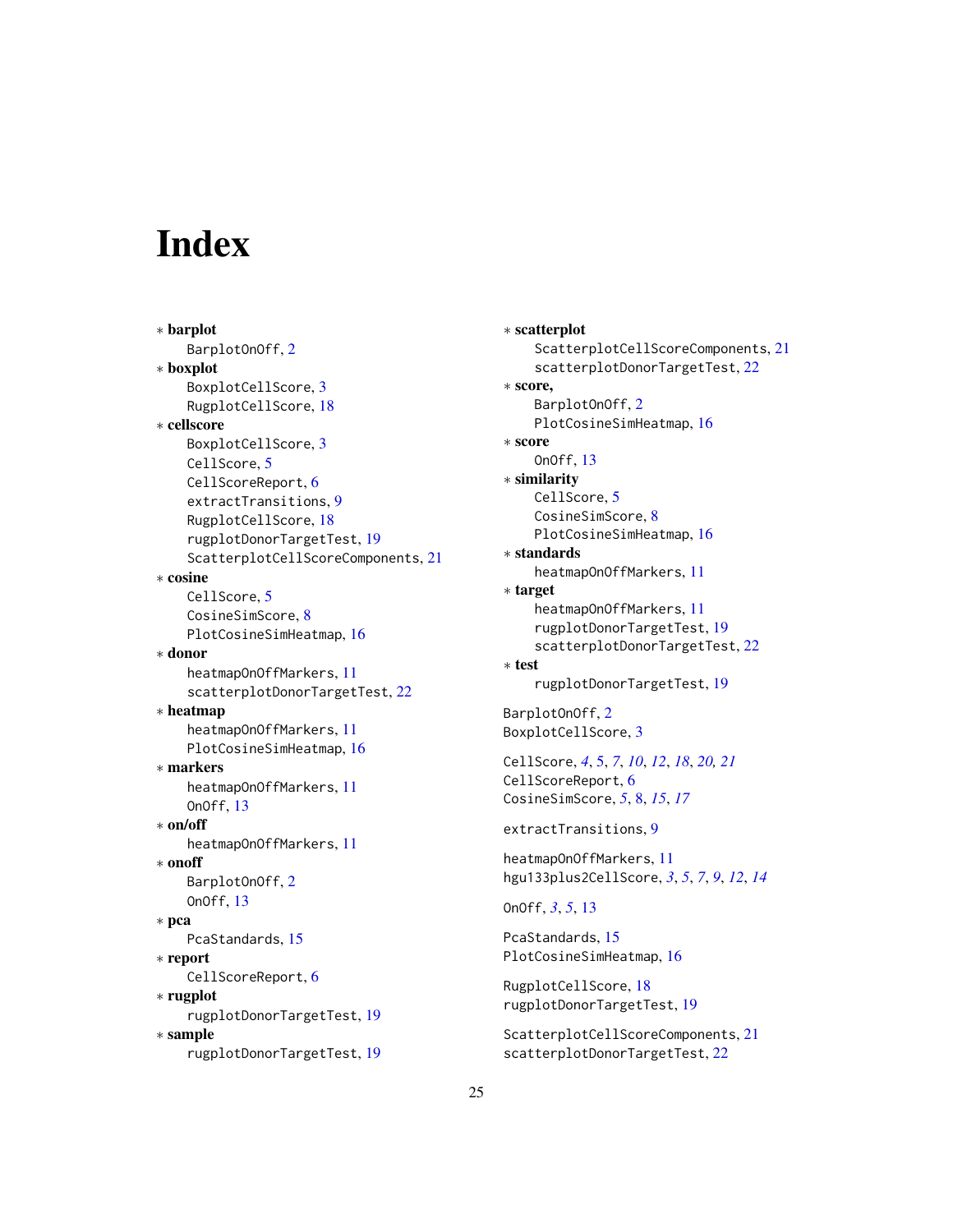# Index

∗ **barplot**
  BarplotOnOff, 2
∗ **boxplot**
  BoxplotCellScore, 3
  RugplotCellScore, 18
∗ **cellscore**
  BoxplotCellScore, 3
  CellScore, 5
  CellScoreReport, 6
  extractTransitions, 9
  RugplotCellScore, 18
  rugplotDonorTargetTest, 19
  ScatterplotCellScoreComponents, 21
∗ **cosine**
  CellScore, 5
  CosineSimScore, 8
  PlotCosineSimHeatmap, 16
∗ **donor**
  heatmapOnOffMarkers, 11
  scatterplotDonorTargetTest, 22
∗ **heatmap**
  heatmapOnOffMarkers, 11
  PlotCosineSimHeatmap, 16
∗ **markers**
  heatmapOnOffMarkers, 11
  OnOff, 13
∗ **on/off**
  heatmapOnOffMarkers, 11
∗ **onoff**
  BarplotOnOff, 2
  OnOff, 13
∗ **pca**
  PcaStandards, 15
∗ **report**
  CellScoreReport, 6
∗ **rugplot**
  rugplotDonorTargetTest, 19
∗ **sample**
  rugplotDonorTargetTest, 19
∗ **scatterplot**
  ScatterplotCellScoreComponents, 21
  scatterplotDonorTargetTest, 22
∗ **score,**
  BarplotOnOff, 2
  PlotCosineSimHeatmap, 16
∗ **score**
  OnOff, 13
∗ **similarity**
  CellScore, 5
  CosineSimScore, 8
  PlotCosineSimHeatmap, 16
∗ **standards**
  heatmapOnOffMarkers, 11
∗ **target**
  heatmapOnOffMarkers, 11
  rugplotDonorTargetTest, 19
  scatterplotDonorTargetTest, 22
∗ **test**
  rugplotDonorTargetTest, 19

BarplotOnOff, 2
BoxplotCellScore, 3

CellScore, *4*, 5, *7*, *10*, *12*, *18*, *20, 21*
CellScoreReport, 6
CosineSimScore, *5*, 8, *15*, *17*

extractTransitions, 9

heatmapOnOffMarkers, 11
hgu133plus2CellScore, *3*, *5*, *7*, *9*, *12*, *14*

OnOff, *3*, *5*, 13

PcaStandards, 15
PlotCosineSimHeatmap, 16

RugplotCellScore, 18
rugplotDonorTargetTest, 19

ScatterplotCellScoreComponents, 21
scatterplotDonorTargetTest, 22